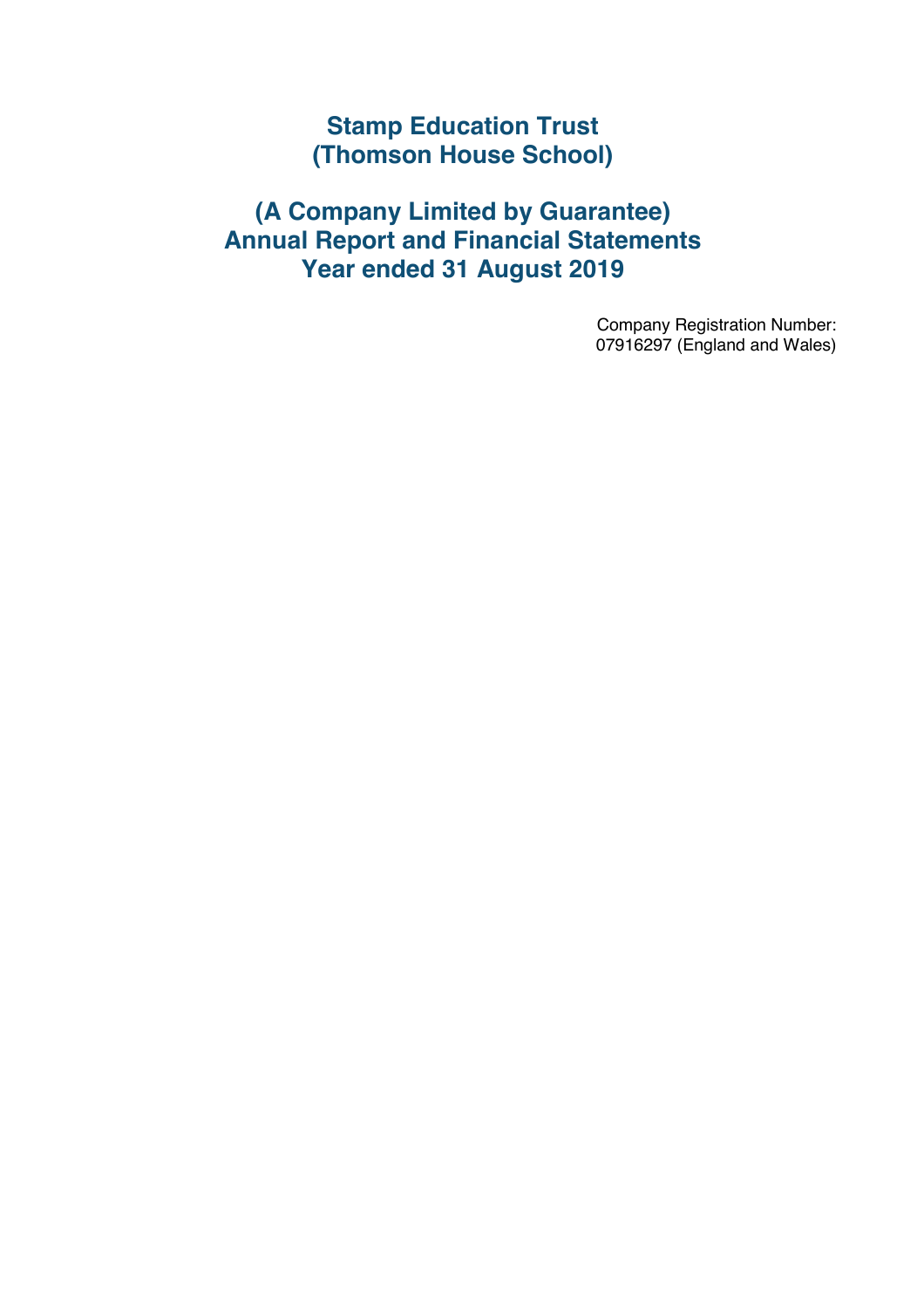# Stamp Education Trust
# (Thomson House School)

# (A Company Limited by Guarantee)
# Annual Report and Financial Statements
# Year ended 31 August 2019

Company Registration Number:
07916297 (England and Wales)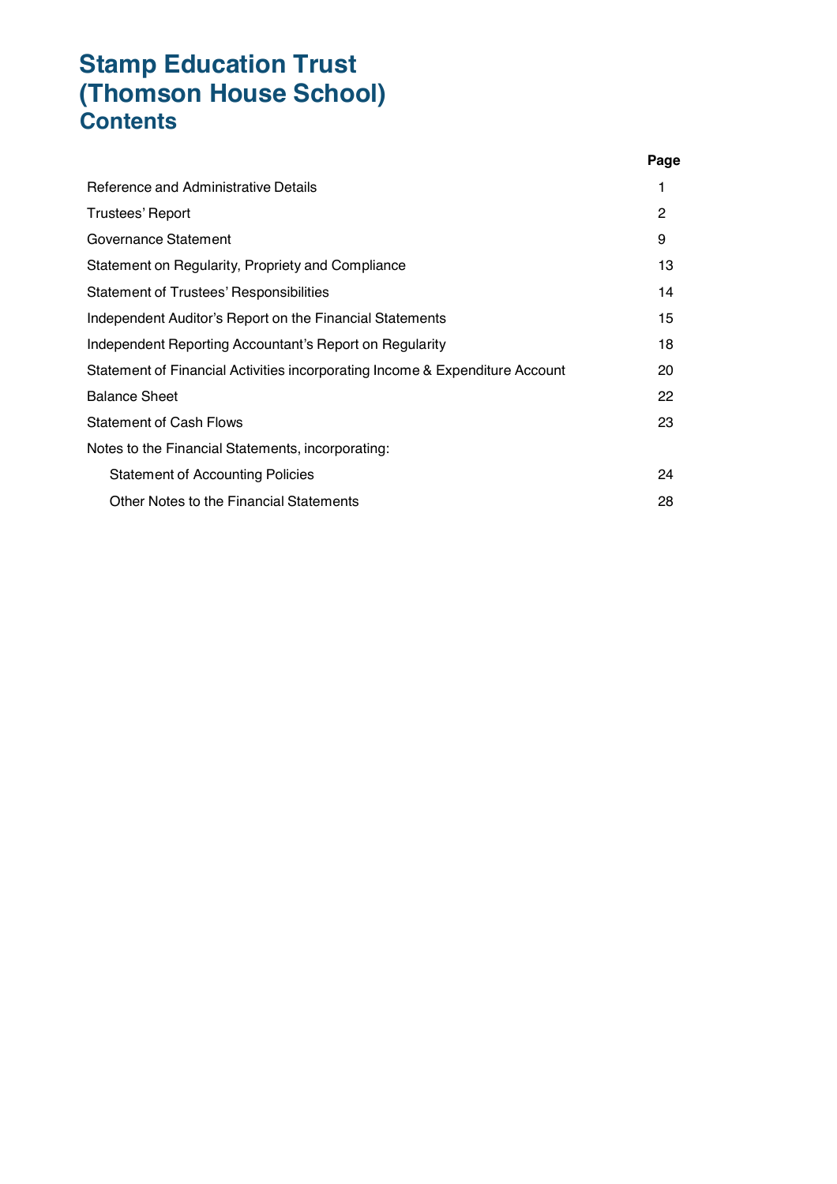# Stamp Education Trust (Thomson House School)

## Contents

| | Page |
|---|---|
| Reference and Administrative Details | 1 |
| Trustees' Report | 2 |
| Governance Statement | 9 |
| Statement on Regularity, Propriety and Compliance | 13 |
| Statement of Trustees' Responsibilities | 14 |
| Independent Auditor's Report on the Financial Statements | 15 |
| Independent Reporting Accountant's Report on Regularity | 18 |
| Statement of Financial Activities incorporating Income & Expenditure Account | 20 |
| Balance Sheet | 22 |
| Statement of Cash Flows | 23 |
| Notes to the Financial Statements, incorporating: | |
| Statement of Accounting Policies | 24 |
| Other Notes to the Financial Statements | 28 |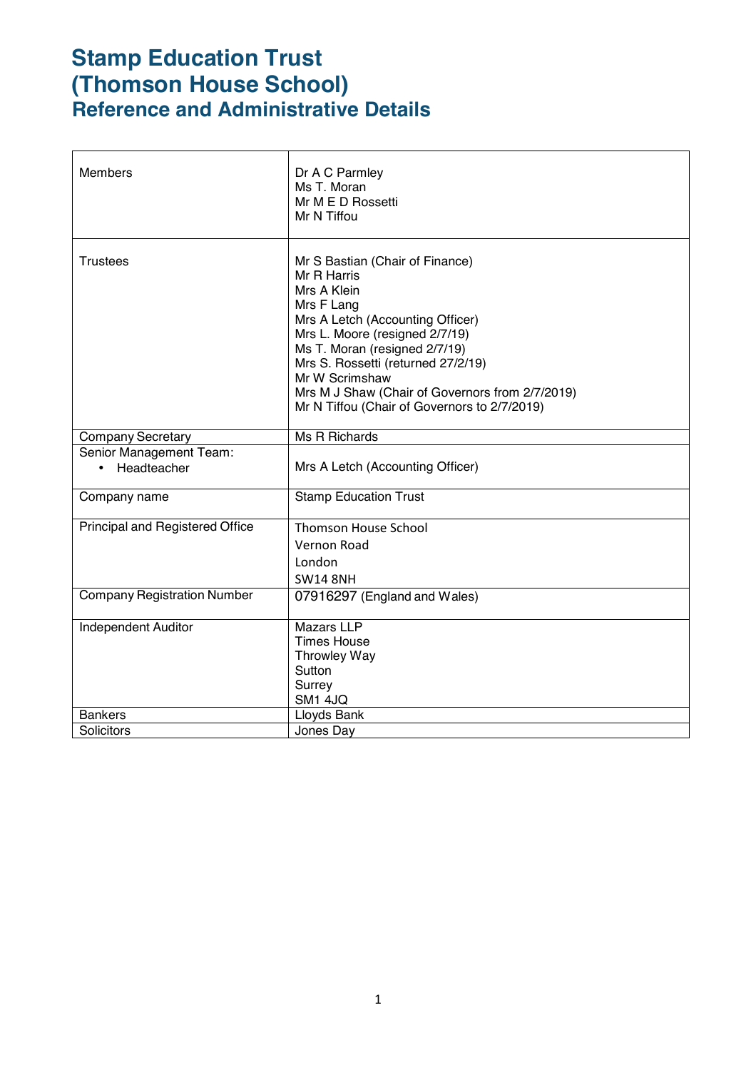# Stamp Education Trust
# (Thomson House School)
## Reference and Administrative Details

| | |
|---|---|
| Members | Dr A C Parmley<br>Ms T. Moran<br>Mr M E D Rossetti<br>Mr N Tiffou |
| Trustees | Mr S Bastian (Chair of Finance)<br>Mr R Harris<br>Mrs A Klein<br>Mrs F Lang<br>Mrs A Letch (Accounting Officer)<br>Mrs L. Moore (resigned 2/7/19)<br>Ms T. Moran (resigned 2/7/19)<br>Mrs S. Rossetti (returned 27/2/19)<br>Mr W Scrimshaw<br>Mrs M J Shaw (Chair of Governors from 2/7/2019)<br>Mr N Tiffou (Chair of Governors to 2/7/2019) |
| Company Secretary | Ms R Richards |
| Senior Management Team:<br>• Headteacher | Mrs A Letch (Accounting Officer) |
| Company name | Stamp Education Trust |
| Principal and Registered Office | Thomson House School<br>Vernon Road<br>London<br>SW14 8NH |
| Company Registration Number | 07916297 (England and Wales) |
| Independent Auditor | Mazars LLP<br>Times House<br>Throwley Way<br>Sutton<br>Surrey<br>SM1 4JQ |
| Bankers | Lloyds Bank |
| Solicitors | Jones Day |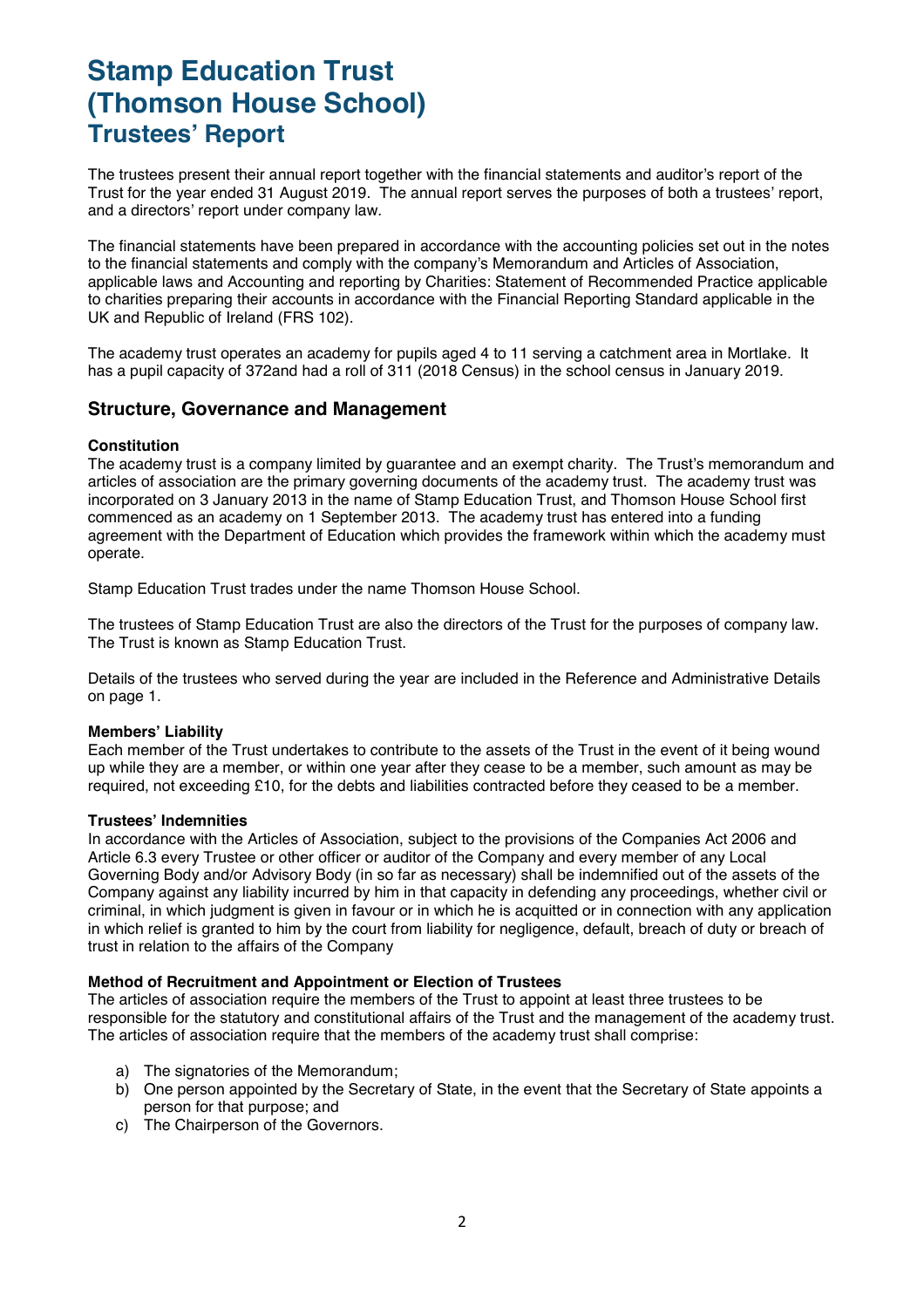# Stamp Education Trust (Thomson House School)

## Trustees' Report

The trustees present their annual report together with the financial statements and auditor's report of the Trust for the year ended 31 August 2019. The annual report serves the purposes of both a trustees' report, and a directors' report under company law.

The financial statements have been prepared in accordance with the accounting policies set out in the notes to the financial statements and comply with the company's Memorandum and Articles of Association, applicable laws and Accounting and reporting by Charities: Statement of Recommended Practice applicable to charities preparing their accounts in accordance with the Financial Reporting Standard applicable in the UK and Republic of Ireland (FRS 102).

The academy trust operates an academy for pupils aged 4 to 11 serving a catchment area in Mortlake. It has a pupil capacity of 372and had a roll of 311 (2018 Census) in the school census in January 2019.

## Structure, Governance and Management

**Constitution**
The academy trust is a company limited by guarantee and an exempt charity. The Trust's memorandum and articles of association are the primary governing documents of the academy trust. The academy trust was incorporated on 3 January 2013 in the name of Stamp Education Trust, and Thomson House School first commenced as an academy on 1 September 2013. The academy trust has entered into a funding agreement with the Department of Education which provides the framework within which the academy must operate.

Stamp Education Trust trades under the name Thomson House School.

The trustees of Stamp Education Trust are also the directors of the Trust for the purposes of company law. The Trust is known as Stamp Education Trust.

Details of the trustees who served during the year are included in the Reference and Administrative Details on page 1.

**Members' Liability**
Each member of the Trust undertakes to contribute to the assets of the Trust in the event of it being wound up while they are a member, or within one year after they cease to be a member, such amount as may be required, not exceeding £10, for the debts and liabilities contracted before they ceased to be a member.

**Trustees' Indemnities**
In accordance with the Articles of Association, subject to the provisions of the Companies Act 2006 and Article 6.3 every Trustee or other officer or auditor of the Company and every member of any Local Governing Body and/or Advisory Body (in so far as necessary) shall be indemnified out of the assets of the Company against any liability incurred by him in that capacity in defending any proceedings, whether civil or criminal, in which judgment is given in favour or in which he is acquitted or in connection with any application in which relief is granted to him by the court from liability for negligence, default, breach of duty or breach of trust in relation to the affairs of the Company

**Method of Recruitment and Appointment or Election of Trustees**
The articles of association require the members of the Trust to appoint at least three trustees to be responsible for the statutory and constitutional affairs of the Trust and the management of the academy trust. The articles of association require that the members of the academy trust shall comprise:

a) The signatories of the Memorandum;
b) One person appointed by the Secretary of State, in the event that the Secretary of State appoints a person for that purpose; and
c) The Chairperson of the Governors.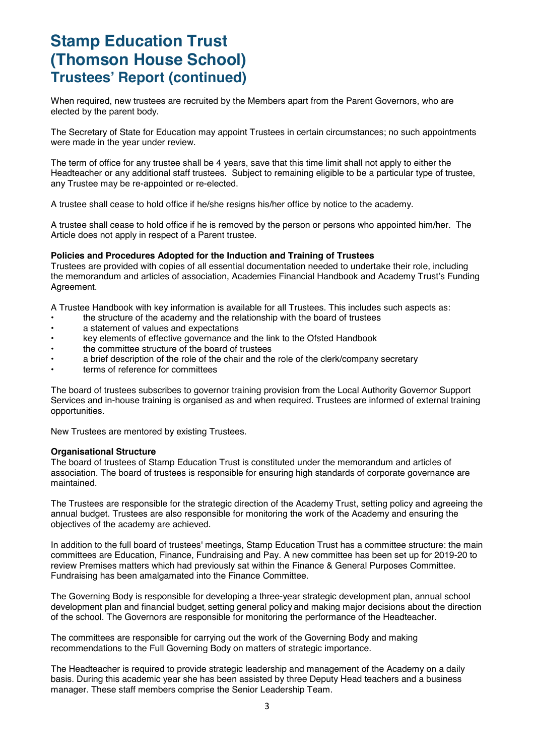# Stamp Education Trust (Thomson House School)
## Trustees' Report (continued)

When required, new trustees are recruited by the Members apart from the Parent Governors, who are elected by the parent body.

The Secretary of State for Education may appoint Trustees in certain circumstances; no such appointments were made in the year under review.

The term of office for any trustee shall be 4 years, save that this time limit shall not apply to either the Headteacher or any additional staff trustees. Subject to remaining eligible to be a particular type of trustee, any Trustee may be re-appointed or re-elected.

A trustee shall cease to hold office if he/she resigns his/her office by notice to the academy.

A trustee shall cease to hold office if he is removed by the person or persons who appointed him/her. The Article does not apply in respect of a Parent trustee.

**Policies and Procedures Adopted for the Induction and Training of Trustees**

Trustees are provided with copies of all essential documentation needed to undertake their role, including the memorandum and articles of association, Academies Financial Handbook and Academy Trust's Funding Agreement.

A Trustee Handbook with key information is available for all Trustees. This includes such aspects as:

- the structure of the academy and the relationship with the board of trustees
- a statement of values and expectations
- key elements of effective governance and the link to the Ofsted Handbook
- the committee structure of the board of trustees
- a brief description of the role of the chair and the role of the clerk/company secretary
- terms of reference for committees

The board of trustees subscribes to governor training provision from the Local Authority Governor Support Services and in-house training is organised as and when required. Trustees are informed of external training opportunities.

New Trustees are mentored by existing Trustees.

**Organisational Structure**

The board of trustees of Stamp Education Trust is constituted under the memorandum and articles of association. The board of trustees is responsible for ensuring high standards of corporate governance are maintained.

The Trustees are responsible for the strategic direction of the Academy Trust, setting policy and agreeing the annual budget. Trustees are also responsible for monitoring the work of the Academy and ensuring the objectives of the academy are achieved.

In addition to the full board of trustees' meetings, Stamp Education Trust has a committee structure: the main committees are Education, Finance, Fundraising and Pay. A new committee has been set up for 2019-20 to review Premises matters which had previously sat within the Finance & General Purposes Committee. Fundraising has been amalgamated into the Finance Committee.

The Governing Body is responsible for developing a three-year strategic development plan, annual school development plan and financial budget, setting general policy and making major decisions about the direction of the school. The Governors are responsible for monitoring the performance of the Headteacher.

The committees are responsible for carrying out the work of the Governing Body and making recommendations to the Full Governing Body on matters of strategic importance.

The Headteacher is required to provide strategic leadership and management of the Academy on a daily basis. During this academic year she has been assisted by three Deputy Head teachers and a business manager. These staff members comprise the Senior Leadership Team.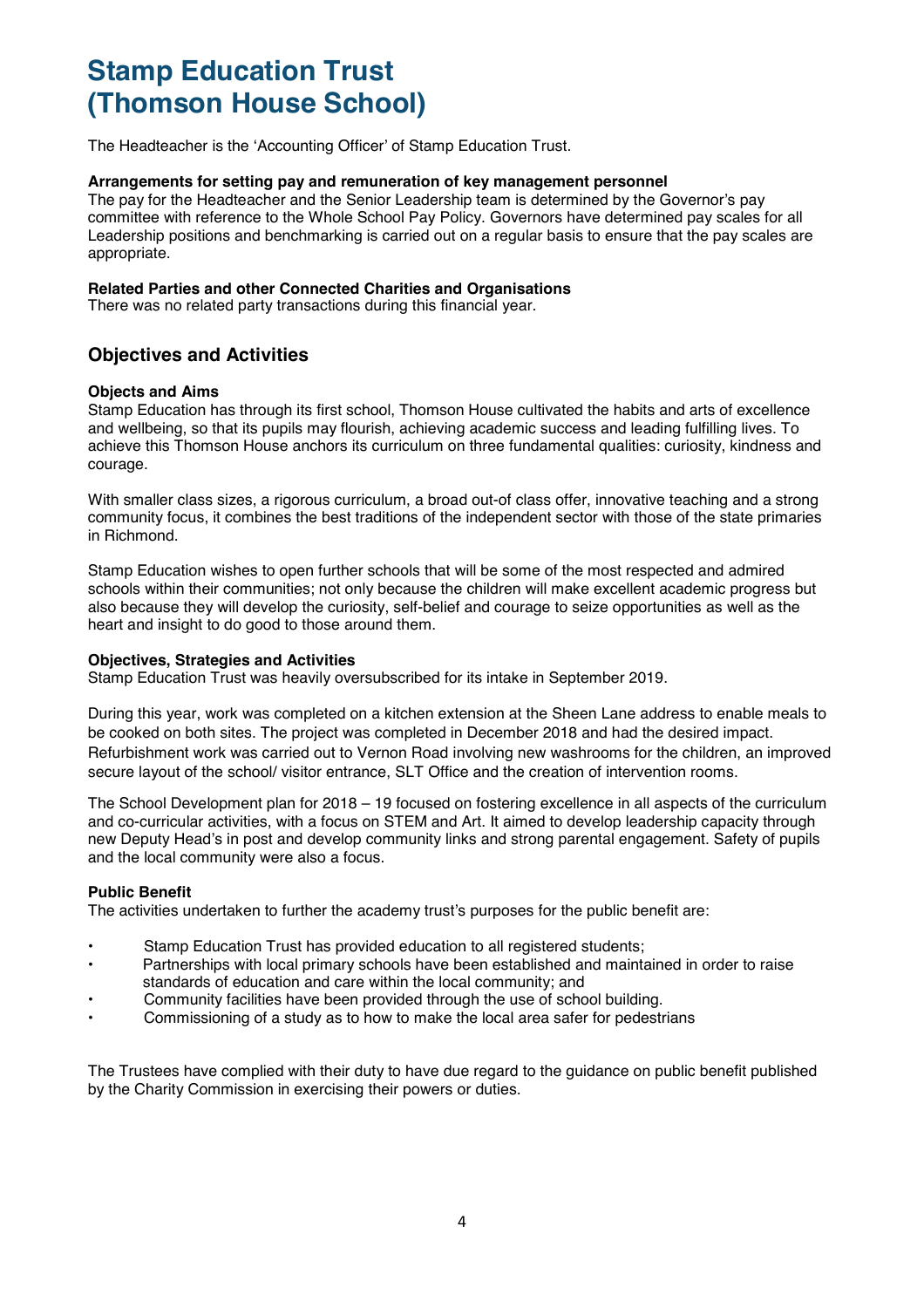# Stamp Education Trust
# (Thomson House School)

The Headteacher is the 'Accounting Officer' of Stamp Education Trust.

**Arrangements for setting pay and remuneration of key management personnel**
The pay for the Headteacher and the Senior Leadership team is determined by the Governor's pay committee with reference to the Whole School Pay Policy. Governors have determined pay scales for all Leadership positions and benchmarking is carried out on a regular basis to ensure that the pay scales are appropriate.

**Related Parties and other Connected Charities and Organisations**
There was no related party transactions during this financial year.

## Objectives and Activities

**Objects and Aims**
Stamp Education has through its first school, Thomson House cultivated the habits and arts of excellence and wellbeing, so that its pupils may flourish, achieving academic success and leading fulfilling lives. To achieve this Thomson House anchors its curriculum on three fundamental qualities: curiosity, kindness and courage.

With smaller class sizes, a rigorous curriculum, a broad out-of class offer, innovative teaching and a strong community focus, it combines the best traditions of the independent sector with those of the state primaries in Richmond.

Stamp Education wishes to open further schools that will be some of the most respected and admired schools within their communities; not only because the children will make excellent academic progress but also because they will develop the curiosity, self-belief and courage to seize opportunities as well as the heart and insight to do good to those around them.

**Objectives, Strategies and Activities**
Stamp Education Trust was heavily oversubscribed for its intake in September 2019.

During this year, work was completed on a kitchen extension at the Sheen Lane address to enable meals to be cooked on both sites. The project was completed in December 2018 and had the desired impact. Refurbishment work was carried out to Vernon Road involving new washrooms for the children, an improved secure layout of the school/ visitor entrance, SLT Office and the creation of intervention rooms.

The School Development plan for 2018 – 19 focused on fostering excellence in all aspects of the curriculum and co-curricular activities, with a focus on STEM and Art. It aimed to develop leadership capacity through new Deputy Head's in post and develop community links and strong parental engagement. Safety of pupils and the local community were also a focus.

**Public Benefit**
The activities undertaken to further the academy trust's purposes for the public benefit are:

- Stamp Education Trust has provided education to all registered students;
- Partnerships with local primary schools have been established and maintained in order to raise standards of education and care within the local community; and
- Community facilities have been provided through the use of school building.
- Commissioning of a study as to how to make the local area safer for pedestrians

The Trustees have complied with their duty to have due regard to the guidance on public benefit published by the Charity Commission in exercising their powers or duties.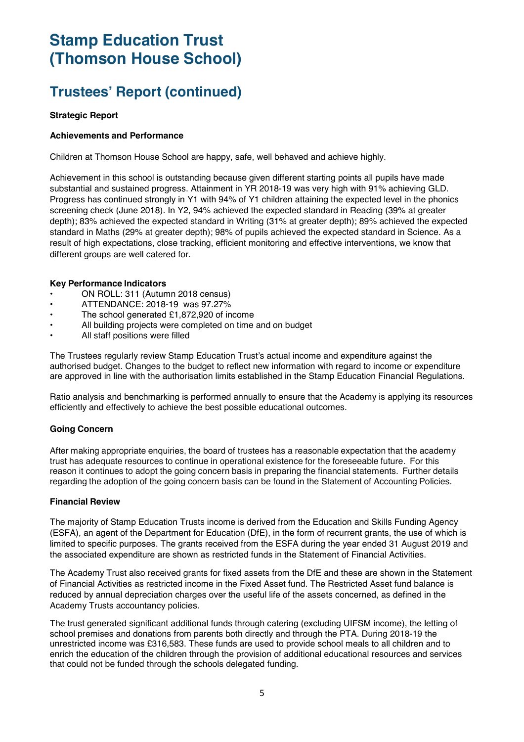# Stamp Education Trust (Thomson House School)

## Trustees' Report (continued)

**Strategic Report**

**Achievements and Performance**

Children at Thomson House School are happy, safe, well behaved and achieve highly.

Achievement in this school is outstanding because given different starting points all pupils have made substantial and sustained progress. Attainment in YR 2018-19 was very high with 91% achieving GLD. Progress has continued strongly in Y1 with 94% of Y1 children attaining the expected level in the phonics screening check (June 2018). In Y2, 94% achieved the expected standard in Reading (39% at greater depth); 83% achieved the expected standard in Writing (31% at greater depth); 89% achieved the expected standard in Maths (29% at greater depth); 98% of pupils achieved the expected standard in Science. As a result of high expectations, close tracking, efficient monitoring and effective interventions, we know that different groups are well catered for.

**Key Performance Indicators**

- ON ROLL: 311 (Autumn 2018 census)
- ATTENDANCE: 2018-19 was 97.27%
- The school generated £1,872,920 of income
- All building projects were completed on time and on budget
- All staff positions were filled

The Trustees regularly review Stamp Education Trust's actual income and expenditure against the authorised budget. Changes to the budget to reflect new information with regard to income or expenditure are approved in line with the authorisation limits established in the Stamp Education Financial Regulations.

Ratio analysis and benchmarking is performed annually to ensure that the Academy is applying its resources efficiently and effectively to achieve the best possible educational outcomes.

**Going Concern**

After making appropriate enquiries, the board of trustees has a reasonable expectation that the academy trust has adequate resources to continue in operational existence for the foreseeable future. For this reason it continues to adopt the going concern basis in preparing the financial statements. Further details regarding the adoption of the going concern basis can be found in the Statement of Accounting Policies.

**Financial Review**

The majority of Stamp Education Trusts income is derived from the Education and Skills Funding Agency (ESFA), an agent of the Department for Education (DfE), in the form of recurrent grants, the use of which is limited to specific purposes. The grants received from the ESFA during the year ended 31 August 2019 and the associated expenditure are shown as restricted funds in the Statement of Financial Activities.

The Academy Trust also received grants for fixed assets from the DfE and these are shown in the Statement of Financial Activities as restricted income in the Fixed Asset fund. The Restricted Asset fund balance is reduced by annual depreciation charges over the useful life of the assets concerned, as defined in the Academy Trusts accountancy policies.

The trust generated significant additional funds through catering (excluding UIFSM income), the letting of school premises and donations from parents both directly and through the PTA. During 2018-19 the unrestricted income was £316,583. These funds are used to provide school meals to all children and to enrich the education of the children through the provision of additional educational resources and services that could not be funded through the schools delegated funding.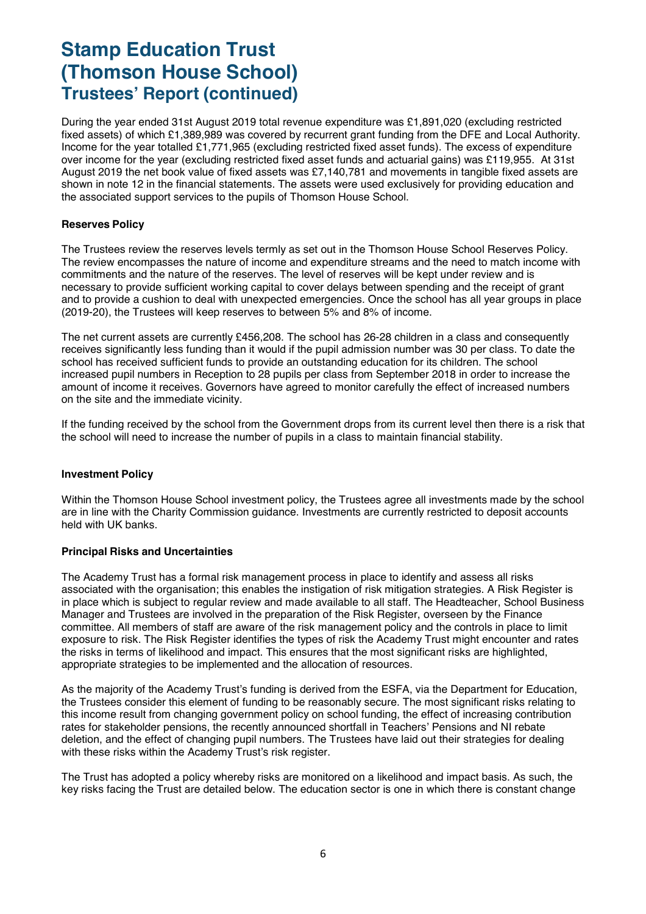# Stamp Education Trust (Thomson House School)

## Trustees' Report (continued)

During the year ended 31st August 2019 total revenue expenditure was £1,891,020 (excluding restricted fixed assets) of which £1,389,989 was covered by recurrent grant funding from the DFE and Local Authority. Income for the year totalled £1,771,965 (excluding restricted fixed asset funds). The excess of expenditure over income for the year (excluding restricted fixed asset funds and actuarial gains) was £119,955. At 31st August 2019 the net book value of fixed assets was £7,140,781 and movements in tangible fixed assets are shown in note 12 in the financial statements. The assets were used exclusively for providing education and the associated support services to the pupils of Thomson House School.

**Reserves Policy**

The Trustees review the reserves levels termly as set out in the Thomson House School Reserves Policy. The review encompasses the nature of income and expenditure streams and the need to match income with commitments and the nature of the reserves. The level of reserves will be kept under review and is necessary to provide sufficient working capital to cover delays between spending and the receipt of grant and to provide a cushion to deal with unexpected emergencies. Once the school has all year groups in place (2019-20), the Trustees will keep reserves to between 5% and 8% of income.

The net current assets are currently £456,208. The school has 26-28 children in a class and consequently receives significantly less funding than it would if the pupil admission number was 30 per class. To date the school has received sufficient funds to provide an outstanding education for its children. The school increased pupil numbers in Reception to 28 pupils per class from September 2018 in order to increase the amount of income it receives. Governors have agreed to monitor carefully the effect of increased numbers on the site and the immediate vicinity.

If the funding received by the school from the Government drops from its current level then there is a risk that the school will need to increase the number of pupils in a class to maintain financial stability.

**Investment Policy**

Within the Thomson House School investment policy, the Trustees agree all investments made by the school are in line with the Charity Commission guidance. Investments are currently restricted to deposit accounts held with UK banks.

**Principal Risks and Uncertainties**

The Academy Trust has a formal risk management process in place to identify and assess all risks associated with the organisation; this enables the instigation of risk mitigation strategies. A Risk Register is in place which is subject to regular review and made available to all staff. The Headteacher, School Business Manager and Trustees are involved in the preparation of the Risk Register, overseen by the Finance committee. All members of staff are aware of the risk management policy and the controls in place to limit exposure to risk. The Risk Register identifies the types of risk the Academy Trust might encounter and rates the risks in terms of likelihood and impact. This ensures that the most significant risks are highlighted, appropriate strategies to be implemented and the allocation of resources.

As the majority of the Academy Trust's funding is derived from the ESFA, via the Department for Education, the Trustees consider this element of funding to be reasonably secure. The most significant risks relating to this income result from changing government policy on school funding, the effect of increasing contribution rates for stakeholder pensions, the recently announced shortfall in Teachers' Pensions and NI rebate deletion, and the effect of changing pupil numbers. The Trustees have laid out their strategies for dealing with these risks within the Academy Trust's risk register.

The Trust has adopted a policy whereby risks are monitored on a likelihood and impact basis. As such, the key risks facing the Trust are detailed below. The education sector is one in which there is constant change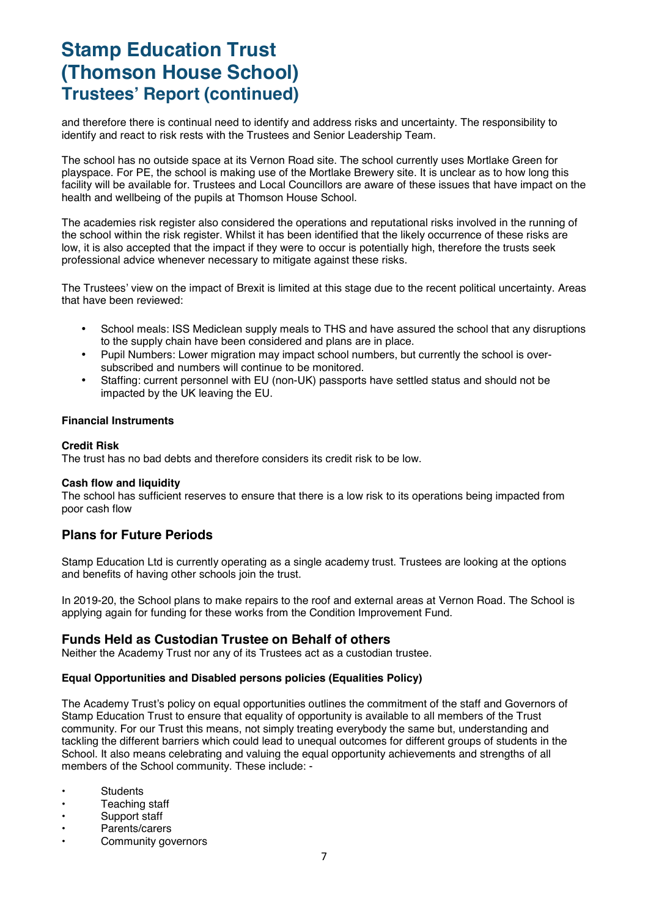and therefore there is continual need to identify and address risks and uncertainty. The responsibility to identify and react to risk rests with the Trustees and Senior Leadership Team.

The school has no outside space at its Vernon Road site. The school currently uses Mortlake Green for playspace. For PE, the school is making use of the Mortlake Brewery site. It is unclear as to how long this facility will be available for. Trustees and Local Councillors are aware of these issues that have impact on the health and wellbeing of the pupils at Thomson House School.

The academies risk register also considered the operations and reputational risks involved in the running of the school within the risk register. Whilst it has been identified that the likely occurrence of these risks are low, it is also accepted that the impact if they were to occur is potentially high, therefore the trusts seek professional advice whenever necessary to mitigate against these risks.

The Trustees' view on the impact of Brexit is limited at this stage due to the recent political uncertainty. Areas that have been reviewed:

- School meals: ISS Mediclean supply meals to THS and have assured the school that any disruptions to the supply chain have been considered and plans are in place.
- Pupil Numbers: Lower migration may impact school numbers, but currently the school is over-subscribed and numbers will continue to be monitored.
- Staffing: current personnel with EU (non-UK) passports have settled status and should not be impacted by the UK leaving the EU.

**Financial Instruments**

**Credit Risk**
The trust has no bad debts and therefore considers its credit risk to be low.

**Cash flow and liquidity**
The school has sufficient reserves to ensure that there is a low risk to its operations being impacted from poor cash flow

## Plans for Future Periods

Stamp Education Ltd is currently operating as a single academy trust. Trustees are looking at the options and benefits of having other schools join the trust.

In 2019-20, the School plans to make repairs to the roof and external areas at Vernon Road. The School is applying again for funding for these works from the Condition Improvement Fund.

## Funds Held as Custodian Trustee on Behalf of others

Neither the Academy Trust nor any of its Trustees act as a custodian trustee.

**Equal Opportunities and Disabled persons policies (Equalities Policy)**

The Academy Trust's policy on equal opportunities outlines the commitment of the staff and Governors of Stamp Education Trust to ensure that equality of opportunity is available to all members of the Trust community. For our Trust this means, not simply treating everybody the same but, understanding and tackling the different barriers which could lead to unequal outcomes for different groups of students in the School. It also means celebrating and valuing the equal opportunity achievements and strengths of all members of the School community. These include: -

- Students
- Teaching staff
- Support staff
- Parents/carers
- Community governors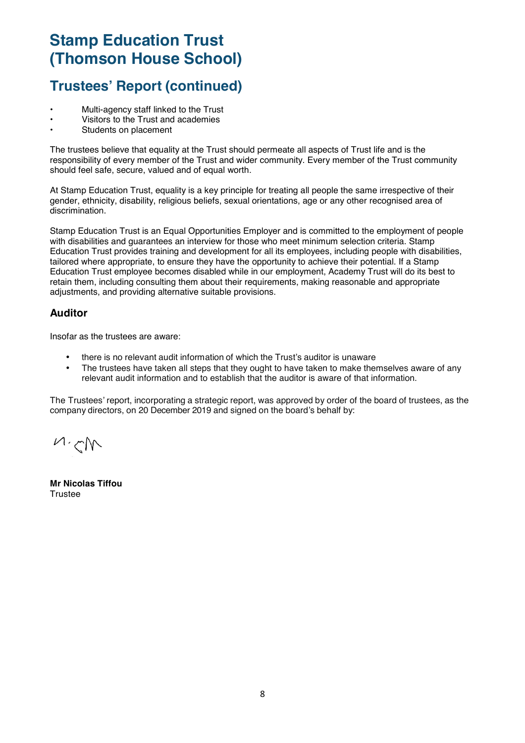# Stamp Education Trust (Thomson House School)

## Trustees' Report (continued)

- Multi-agency staff linked to the Trust
- Visitors to the Trust and academies
- Students on placement

The trustees believe that equality at the Trust should permeate all aspects of Trust life and is the responsibility of every member of the Trust and wider community. Every member of the Trust community should feel safe, secure, valued and of equal worth.

At Stamp Education Trust, equality is a key principle for treating all people the same irrespective of their gender, ethnicity, disability, religious beliefs, sexual orientations, age or any other recognised area of discrimination.

Stamp Education Trust is an Equal Opportunities Employer and is committed to the employment of people with disabilities and guarantees an interview for those who meet minimum selection criteria. Stamp Education Trust provides training and development for all its employees, including people with disabilities, tailored where appropriate, to ensure they have the opportunity to achieve their potential. If a Stamp Education Trust employee becomes disabled while in our employment, Academy Trust will do its best to retain them, including consulting them about their requirements, making reasonable and appropriate adjustments, and providing alternative suitable provisions.

### Auditor

Insofar as the trustees are aware:

- there is no relevant audit information of which the Trust's auditor is unaware
- The trustees have taken all steps that they ought to have taken to make themselves aware of any relevant audit information and to establish that the auditor is aware of that information.

The Trustees' report, incorporating a strategic report, was approved by order of the board of trustees, as the company directors, on 20 December 2019 and signed on the board's behalf by:

**Mr Nicolas Tiffou**
Trustee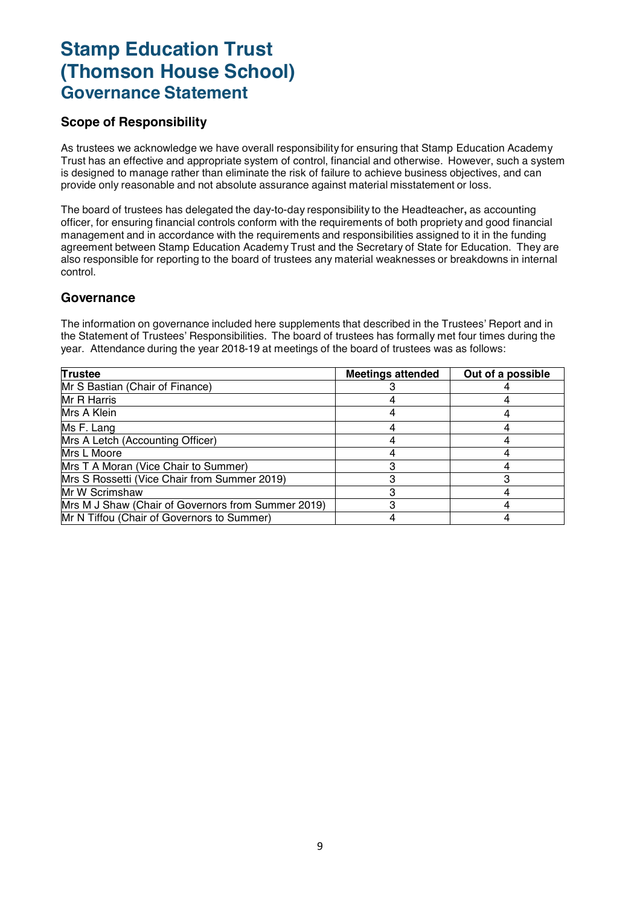# Stamp Education Trust (Thomson House School)

## Governance Statement

### Scope of Responsibility

As trustees we acknowledge we have overall responsibility for ensuring that Stamp Education Academy Trust has an effective and appropriate system of control, financial and otherwise. However, such a system is designed to manage rather than eliminate the risk of failure to achieve business objectives, and can provide only reasonable and not absolute assurance against material misstatement or loss.

The board of trustees has delegated the day-to-day responsibility to the Headteacher**,** as accounting officer, for ensuring financial controls conform with the requirements of both propriety and good financial management and in accordance with the requirements and responsibilities assigned to it in the funding agreement between Stamp Education Academy Trust and the Secretary of State for Education. They are also responsible for reporting to the board of trustees any material weaknesses or breakdowns in internal control.

### Governance

The information on governance included here supplements that described in the Trustees' Report and in the Statement of Trustees' Responsibilities. The board of trustees has formally met four times during the year. Attendance during the year 2018-19 at meetings of the board of trustees was as follows:

| Trustee | Meetings attended | Out of a possible |
|---|---|---|
| Mr S Bastian (Chair of Finance) | 3 | 4 |
| Mr R Harris | 4 | 4 |
| Mrs A Klein | 4 | 4 |
| Ms F. Lang | 4 | 4 |
| Mrs A Letch (Accounting Officer) | 4 | 4 |
| Mrs L Moore | 4 | 4 |
| Mrs T A Moran (Vice Chair to Summer) | 3 | 4 |
| Mrs S Rossetti (Vice Chair from Summer 2019) | 3 | 3 |
| Mr W Scrimshaw | 3 | 4 |
| Mrs M J Shaw (Chair of Governors from Summer 2019) | 3 | 4 |
| Mr N Tiffou (Chair of Governors to Summer) | 4 | 4 |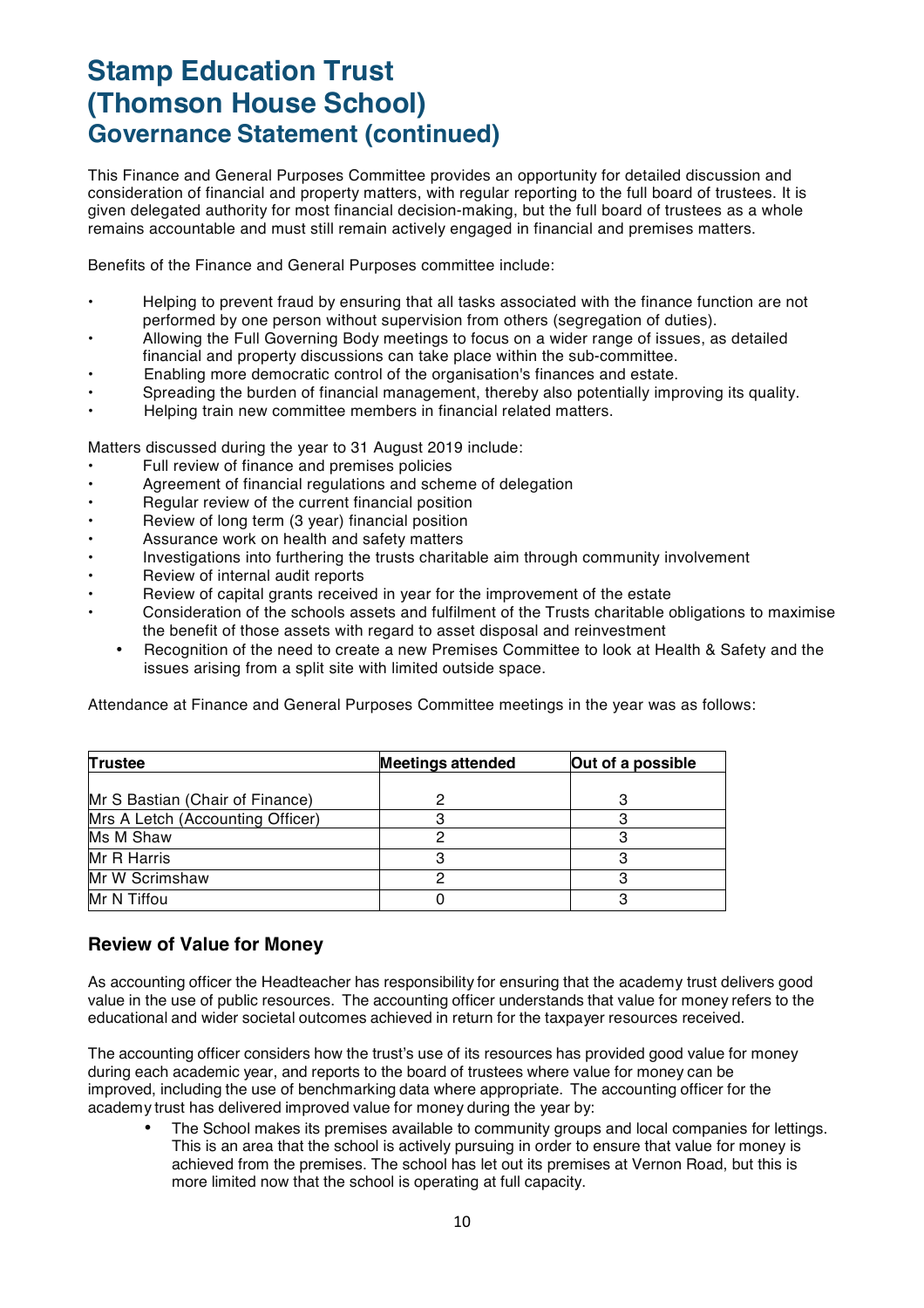# Stamp Education Trust (Thomson House School)

## Governance Statement (continued)

This Finance and General Purposes Committee provides an opportunity for detailed discussion and consideration of financial and property matters, with regular reporting to the full board of trustees. It is given delegated authority for most financial decision-making, but the full board of trustees as a whole remains accountable and must still remain actively engaged in financial and premises matters.

Benefits of the Finance and General Purposes committee include:

- Helping to prevent fraud by ensuring that all tasks associated with the finance function are not performed by one person without supervision from others (segregation of duties).
- Allowing the Full Governing Body meetings to focus on a wider range of issues, as detailed financial and property discussions can take place within the sub-committee.
- Enabling more democratic control of the organisation's finances and estate.
- Spreading the burden of financial management, thereby also potentially improving its quality.
- Helping train new committee members in financial related matters.

Matters discussed during the year to 31 August 2019 include:

- Full review of finance and premises policies
- Agreement of financial regulations and scheme of delegation
- Regular review of the current financial position
- Review of long term (3 year) financial position
- Assurance work on health and safety matters
- Investigations into furthering the trusts charitable aim through community involvement
- Review of internal audit reports
- Review of capital grants received in year for the improvement of the estate
- Consideration of the schools assets and fulfilment of the Trusts charitable obligations to maximise the benefit of those assets with regard to asset disposal and reinvestment
- Recognition of the need to create a new Premises Committee to look at Health & Safety and the issues arising from a split site with limited outside space.

Attendance at Finance and General Purposes Committee meetings in the year was as follows:

| Trustee | Meetings attended | Out of a possible |
|---|---|---|
| Mr S Bastian (Chair of Finance) | 2 | 3 |
| Mrs A Letch (Accounting Officer) | 3 | 3 |
| Ms M Shaw | 2 | 3 |
| Mr R Harris | 3 | 3 |
| Mr W Scrimshaw | 2 | 3 |
| Mr N Tiffou | 0 | 3 |

### Review of Value for Money

As accounting officer the Headteacher has responsibility for ensuring that the academy trust delivers good value in the use of public resources. The accounting officer understands that value for money refers to the educational and wider societal outcomes achieved in return for the taxpayer resources received.

The accounting officer considers how the trust's use of its resources has provided good value for money during each academic year, and reports to the board of trustees where value for money can be improved, including the use of benchmarking data where appropriate. The accounting officer for the academy trust has delivered improved value for money during the year by:

- The School makes its premises available to community groups and local companies for lettings. This is an area that the school is actively pursuing in order to ensure that value for money is achieved from the premises. The school has let out its premises at Vernon Road, but this is more limited now that the school is operating at full capacity.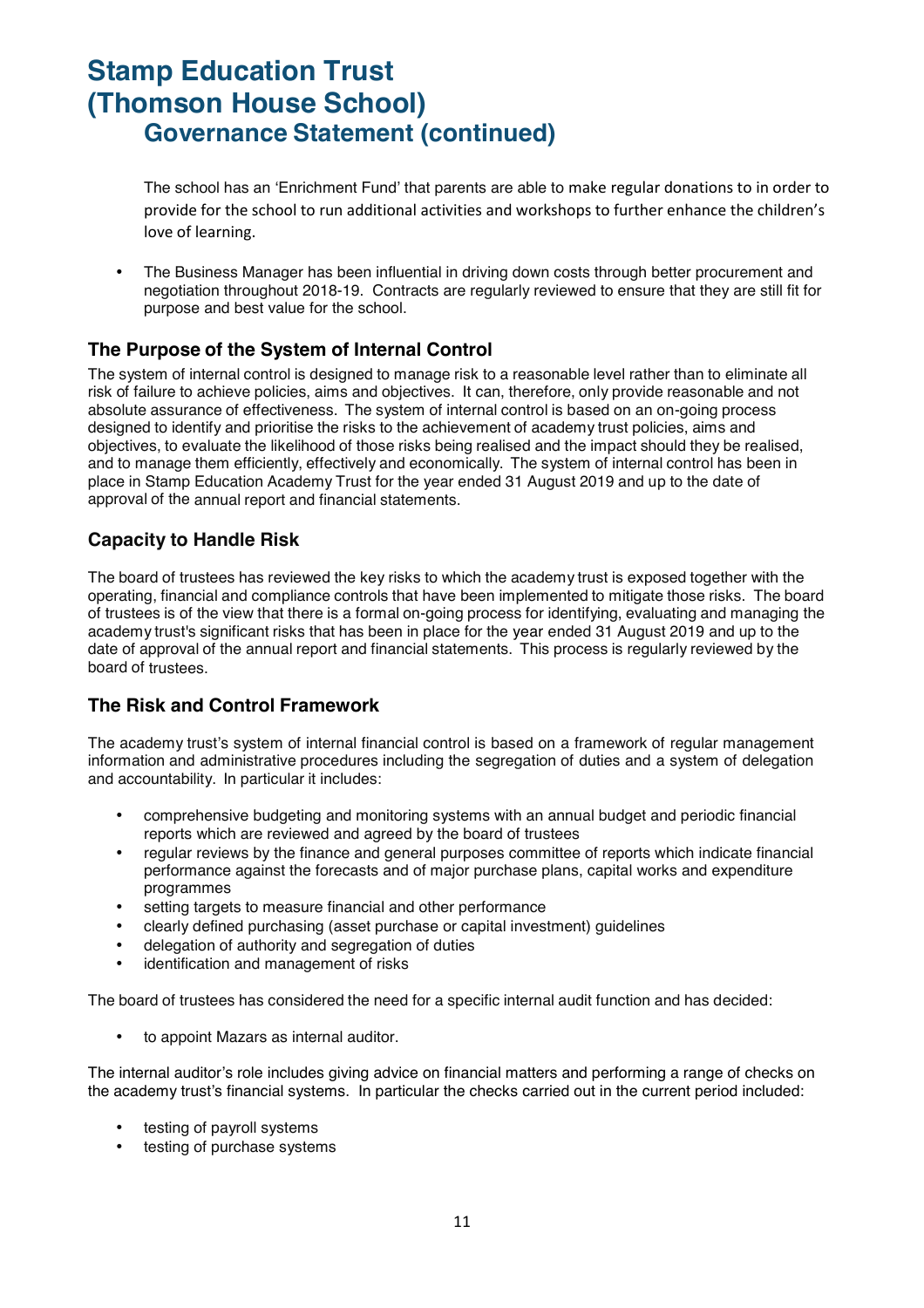The school has an 'Enrichment Fund' that parents are able to make regular donations to in order to provide for the school to run additional activities and workshops to further enhance the children's love of learning.

- The Business Manager has been influential in driving down costs through better procurement and negotiation throughout 2018-19. Contracts are regularly reviewed to ensure that they are still fit for purpose and best value for the school.

## The Purpose of the System of Internal Control

The system of internal control is designed to manage risk to a reasonable level rather than to eliminate all risk of failure to achieve policies, aims and objectives. It can, therefore, only provide reasonable and not absolute assurance of effectiveness. The system of internal control is based on an on-going process designed to identify and prioritise the risks to the achievement of academy trust policies, aims and objectives, to evaluate the likelihood of those risks being realised and the impact should they be realised, and to manage them efficiently, effectively and economically. The system of internal control has been in place in Stamp Education Academy Trust for the year ended 31 August 2019 and up to the date of approval of the annual report and financial statements.

## Capacity to Handle Risk

The board of trustees has reviewed the key risks to which the academy trust is exposed together with the operating, financial and compliance controls that have been implemented to mitigate those risks. The board of trustees is of the view that there is a formal on-going process for identifying, evaluating and managing the academy trust's significant risks that has been in place for the year ended 31 August 2019 and up to the date of approval of the annual report and financial statements. This process is regularly reviewed by the board of trustees.

## The Risk and Control Framework

The academy trust's system of internal financial control is based on a framework of regular management information and administrative procedures including the segregation of duties and a system of delegation and accountability. In particular it includes:

- comprehensive budgeting and monitoring systems with an annual budget and periodic financial reports which are reviewed and agreed by the board of trustees
- regular reviews by the finance and general purposes committee of reports which indicate financial performance against the forecasts and of major purchase plans, capital works and expenditure programmes
- setting targets to measure financial and other performance
- clearly defined purchasing (asset purchase or capital investment) guidelines
- delegation of authority and segregation of duties
- identification and management of risks

The board of trustees has considered the need for a specific internal audit function and has decided:

- to appoint Mazars as internal auditor.

The internal auditor's role includes giving advice on financial matters and performing a range of checks on the academy trust's financial systems. In particular the checks carried out in the current period included:

- testing of payroll systems
- testing of purchase systems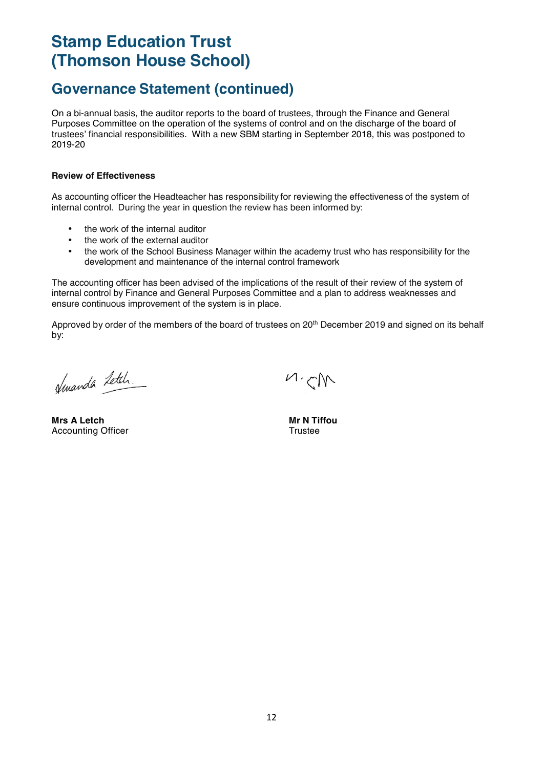# Stamp Education Trust (Thomson House School)

## Governance Statement (continued)

On a bi-annual basis, the auditor reports to the board of trustees, through the Finance and General Purposes Committee on the operation of the systems of control and on the discharge of the board of trustees' financial responsibilities. With a new SBM starting in September 2018, this was postponed to 2019-20

**Review of Effectiveness**

As accounting officer the Headteacher has responsibility for reviewing the effectiveness of the system of internal control. During the year in question the review has been informed by:

- the work of the internal auditor
- the work of the external auditor
- the work of the School Business Manager within the academy trust who has responsibility for the development and maintenance of the internal control framework

The accounting officer has been advised of the implications of the result of their review of the system of internal control by Finance and General Purposes Committee and a plan to address weaknesses and ensure continuous improvement of the system is in place.

Approved by order of the members of the board of trustees on 20th December 2019 and signed on its behalf by:

**Mrs A Letch**
Accounting Officer

**Mr N Tiffou**
Trustee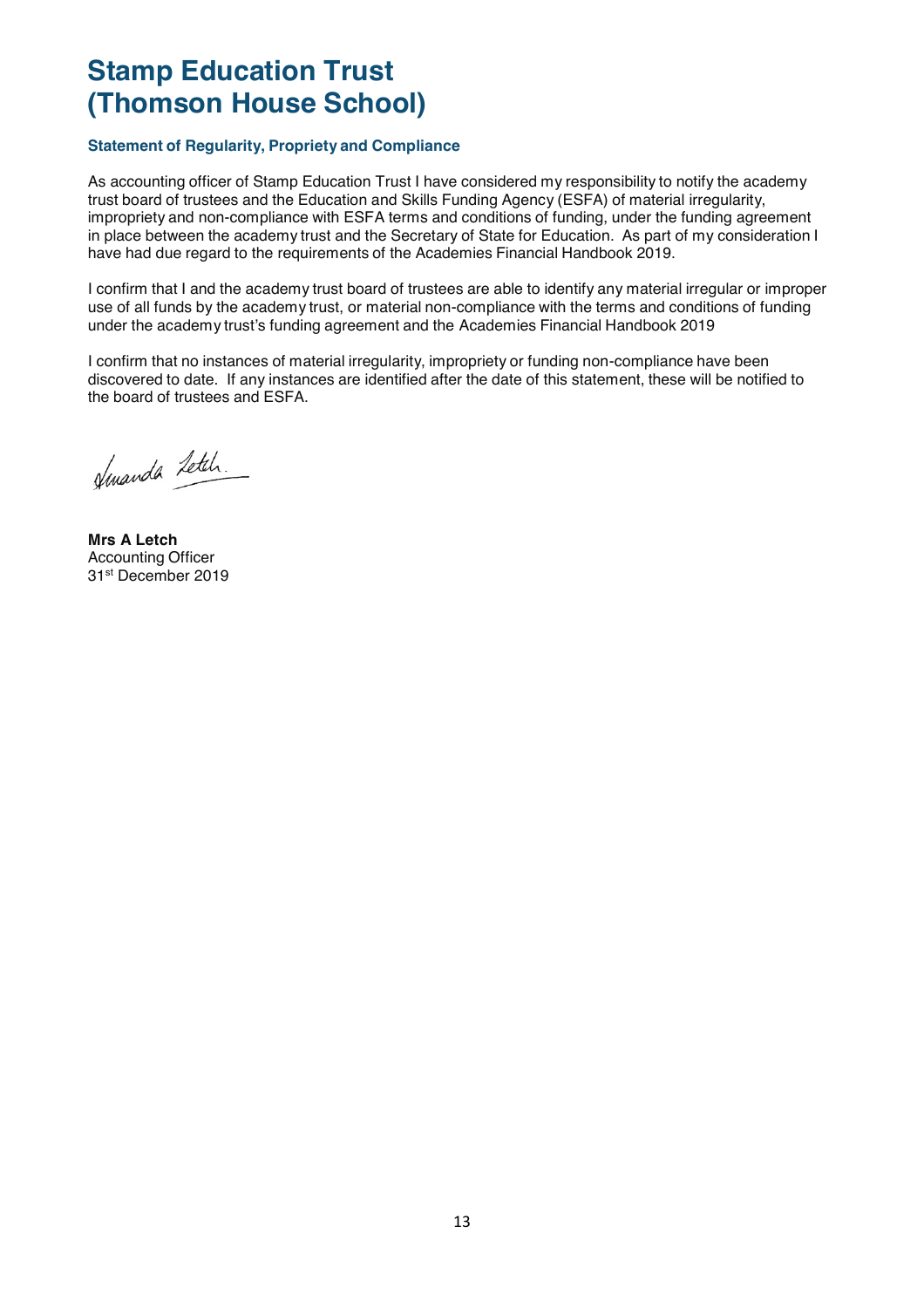# Stamp Education Trust (Thomson House School)

### Statement of Regularity, Propriety and Compliance

As accounting officer of Stamp Education Trust I have considered my responsibility to notify the academy trust board of trustees and the Education and Skills Funding Agency (ESFA) of material irregularity, impropriety and non-compliance with ESFA terms and conditions of funding, under the funding agreement in place between the academy trust and the Secretary of State for Education. As part of my consideration I have had due regard to the requirements of the Academies Financial Handbook 2019.

I confirm that I and the academy trust board of trustees are able to identify any material irregular or improper use of all funds by the academy trust, or material non-compliance with the terms and conditions of funding under the academy trust's funding agreement and the Academies Financial Handbook 2019

I confirm that no instances of material irregularity, impropriety or funding non-compliance have been discovered to date. If any instances are identified after the date of this statement, these will be notified to the board of trustees and ESFA.

**Mrs A Letch**
Accounting Officer
31st December 2019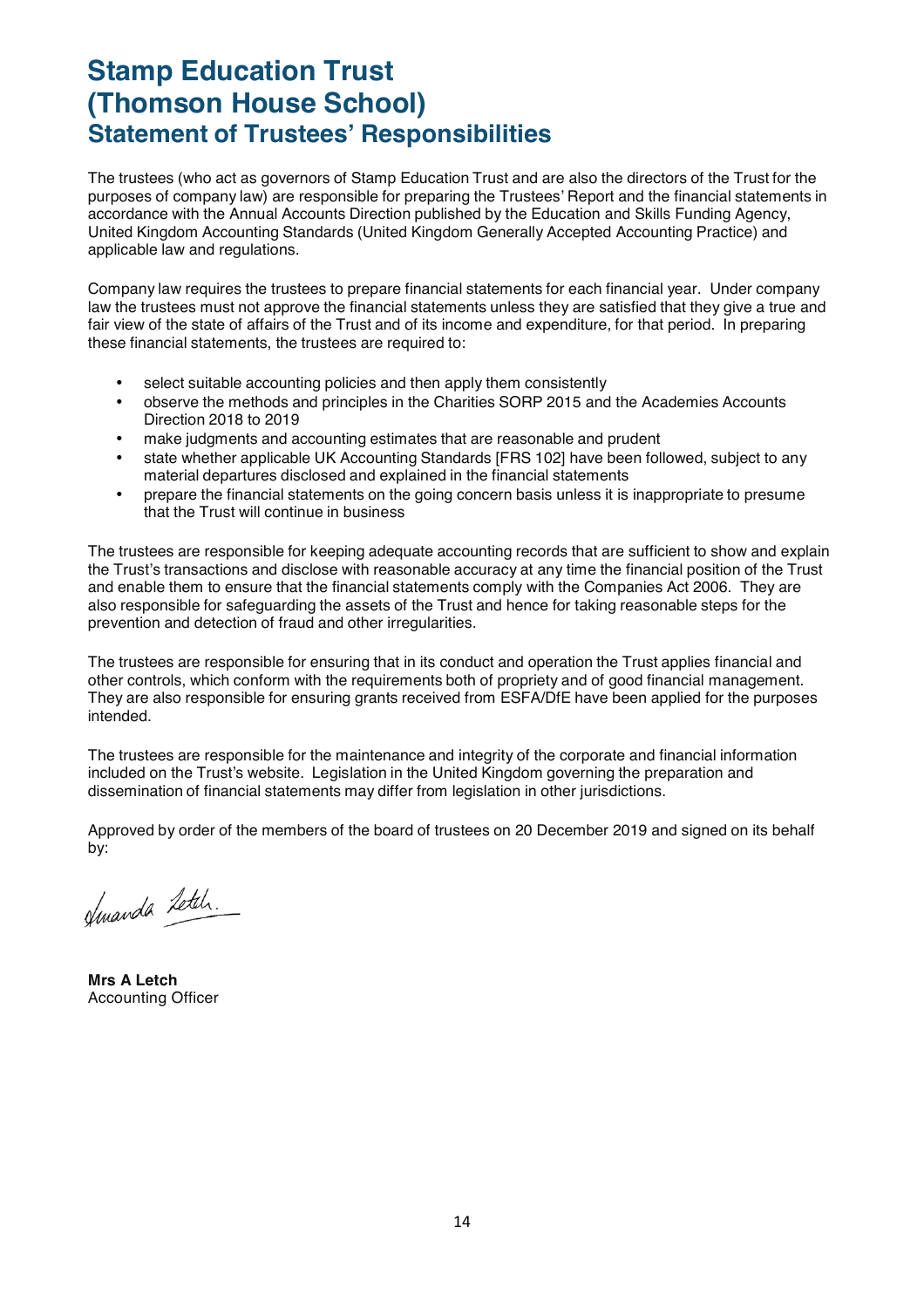# Stamp Education Trust (Thomson House School)

## Statement of Trustees' Responsibilities

The trustees (who act as governors of Stamp Education Trust and are also the directors of the Trust for the purposes of company law) are responsible for preparing the Trustees' Report and the financial statements in accordance with the Annual Accounts Direction published by the Education and Skills Funding Agency, United Kingdom Accounting Standards (United Kingdom Generally Accepted Accounting Practice) and applicable law and regulations.

Company law requires the trustees to prepare financial statements for each financial year. Under company law the trustees must not approve the financial statements unless they are satisfied that they give a true and fair view of the state of affairs of the Trust and of its income and expenditure, for that period. In preparing these financial statements, the trustees are required to:

- select suitable accounting policies and then apply them consistently
- observe the methods and principles in the Charities SORP 2015 and the Academies Accounts Direction 2018 to 2019
- make judgments and accounting estimates that are reasonable and prudent
- state whether applicable UK Accounting Standards [FRS 102] have been followed, subject to any material departures disclosed and explained in the financial statements
- prepare the financial statements on the going concern basis unless it is inappropriate to presume that the Trust will continue in business

The trustees are responsible for keeping adequate accounting records that are sufficient to show and explain the Trust's transactions and disclose with reasonable accuracy at any time the financial position of the Trust and enable them to ensure that the financial statements comply with the Companies Act 2006. They are also responsible for safeguarding the assets of the Trust and hence for taking reasonable steps for the prevention and detection of fraud and other irregularities.

The trustees are responsible for ensuring that in its conduct and operation the Trust applies financial and other controls, which conform with the requirements both of propriety and of good financial management. They are also responsible for ensuring grants received from ESFA/DfE have been applied for the purposes intended.

The trustees are responsible for the maintenance and integrity of the corporate and financial information included on the Trust's website. Legislation in the United Kingdom governing the preparation and dissemination of financial statements may differ from legislation in other jurisdictions.

Approved by order of the members of the board of trustees on 20 December 2019 and signed on its behalf by:

Amanda Letch

**Mrs A Letch**
Accounting Officer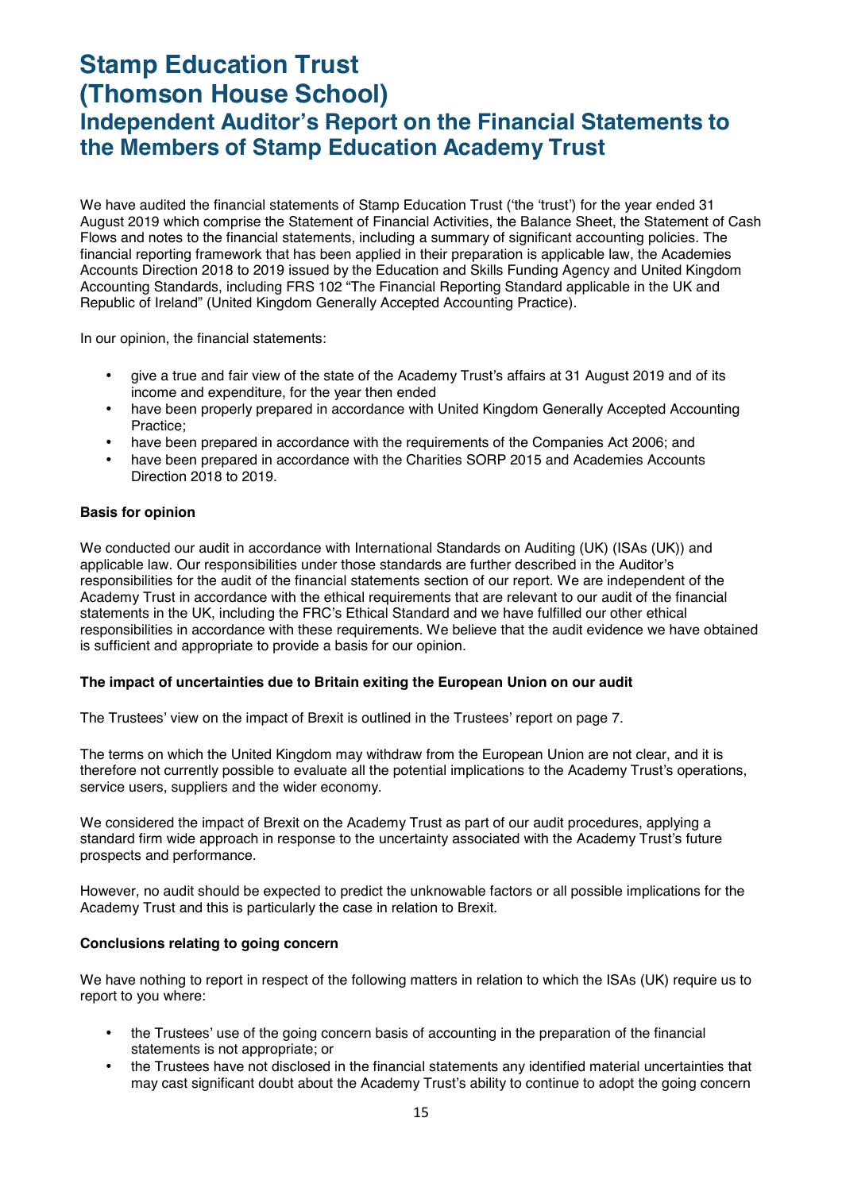# Stamp Education Trust (Thomson House School)

## Independent Auditor's Report on the Financial Statements to the Members of Stamp Education Academy Trust

We have audited the financial statements of Stamp Education Trust ('the 'trust') for the year ended 31 August 2019 which comprise the Statement of Financial Activities, the Balance Sheet, the Statement of Cash Flows and notes to the financial statements, including a summary of significant accounting policies. The financial reporting framework that has been applied in their preparation is applicable law, the Academies Accounts Direction 2018 to 2019 issued by the Education and Skills Funding Agency and United Kingdom Accounting Standards, including FRS 102 "The Financial Reporting Standard applicable in the UK and Republic of Ireland" (United Kingdom Generally Accepted Accounting Practice).

In our opinion, the financial statements:

- give a true and fair view of the state of the Academy Trust's affairs at 31 August 2019 and of its income and expenditure, for the year then ended
- have been properly prepared in accordance with United Kingdom Generally Accepted Accounting Practice;
- have been prepared in accordance with the requirements of the Companies Act 2006; and
- have been prepared in accordance with the Charities SORP 2015 and Academies Accounts Direction 2018 to 2019.

**Basis for opinion**

We conducted our audit in accordance with International Standards on Auditing (UK) (ISAs (UK)) and applicable law. Our responsibilities under those standards are further described in the Auditor's responsibilities for the audit of the financial statements section of our report. We are independent of the Academy Trust in accordance with the ethical requirements that are relevant to our audit of the financial statements in the UK, including the FRC's Ethical Standard and we have fulfilled our other ethical responsibilities in accordance with these requirements. We believe that the audit evidence we have obtained is sufficient and appropriate to provide a basis for our opinion.

**The impact of uncertainties due to Britain exiting the European Union on our audit**

The Trustees' view on the impact of Brexit is outlined in the Trustees' report on page 7.

The terms on which the United Kingdom may withdraw from the European Union are not clear, and it is therefore not currently possible to evaluate all the potential implications to the Academy Trust's operations, service users, suppliers and the wider economy.

We considered the impact of Brexit on the Academy Trust as part of our audit procedures, applying a standard firm wide approach in response to the uncertainty associated with the Academy Trust's future prospects and performance.

However, no audit should be expected to predict the unknowable factors or all possible implications for the Academy Trust and this is particularly the case in relation to Brexit.

**Conclusions relating to going concern**

We have nothing to report in respect of the following matters in relation to which the ISAs (UK) require us to report to you where:

- the Trustees' use of the going concern basis of accounting in the preparation of the financial statements is not appropriate; or
- the Trustees have not disclosed in the financial statements any identified material uncertainties that may cast significant doubt about the Academy Trust's ability to continue to adopt the going concern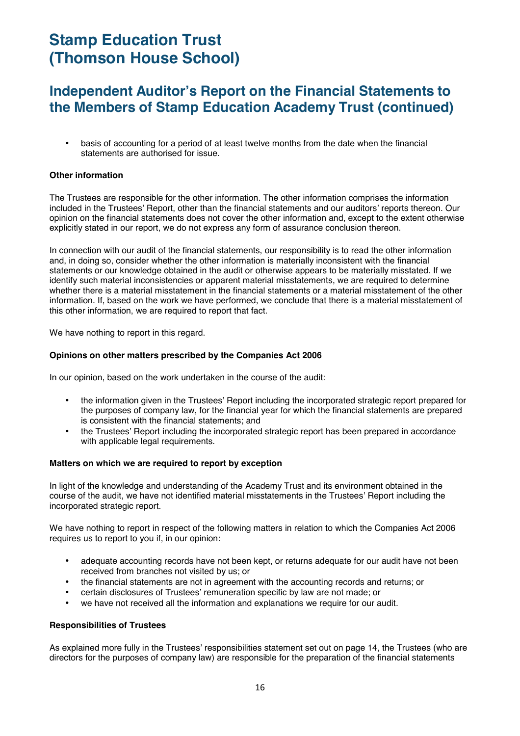# Stamp Education Trust (Thomson House School)

## Independent Auditor's Report on the Financial Statements to the Members of Stamp Education Academy Trust (continued)

- basis of accounting for a period of at least twelve months from the date when the financial statements are authorised for issue.

**Other information**

The Trustees are responsible for the other information. The other information comprises the information included in the Trustees' Report, other than the financial statements and our auditors' reports thereon. Our opinion on the financial statements does not cover the other information and, except to the extent otherwise explicitly stated in our report, we do not express any form of assurance conclusion thereon.

In connection with our audit of the financial statements, our responsibility is to read the other information and, in doing so, consider whether the other information is materially inconsistent with the financial statements or our knowledge obtained in the audit or otherwise appears to be materially misstated. If we identify such material inconsistencies or apparent material misstatements, we are required to determine whether there is a material misstatement in the financial statements or a material misstatement of the other information. If, based on the work we have performed, we conclude that there is a material misstatement of this other information, we are required to report that fact.

We have nothing to report in this regard.

**Opinions on other matters prescribed by the Companies Act 2006**

In our opinion, based on the work undertaken in the course of the audit:

- the information given in the Trustees' Report including the incorporated strategic report prepared for the purposes of company law, for the financial year for which the financial statements are prepared is consistent with the financial statements; and
- the Trustees' Report including the incorporated strategic report has been prepared in accordance with applicable legal requirements.

**Matters on which we are required to report by exception**

In light of the knowledge and understanding of the Academy Trust and its environment obtained in the course of the audit, we have not identified material misstatements in the Trustees' Report including the incorporated strategic report.

We have nothing to report in respect of the following matters in relation to which the Companies Act 2006 requires us to report to you if, in our opinion:

- adequate accounting records have not been kept, or returns adequate for our audit have not been received from branches not visited by us; or
- the financial statements are not in agreement with the accounting records and returns; or
- certain disclosures of Trustees' remuneration specific by law are not made; or
- we have not received all the information and explanations we require for our audit.

**Responsibilities of Trustees**

As explained more fully in the Trustees' responsibilities statement set out on page 14, the Trustees (who are directors for the purposes of company law) are responsible for the preparation of the financial statements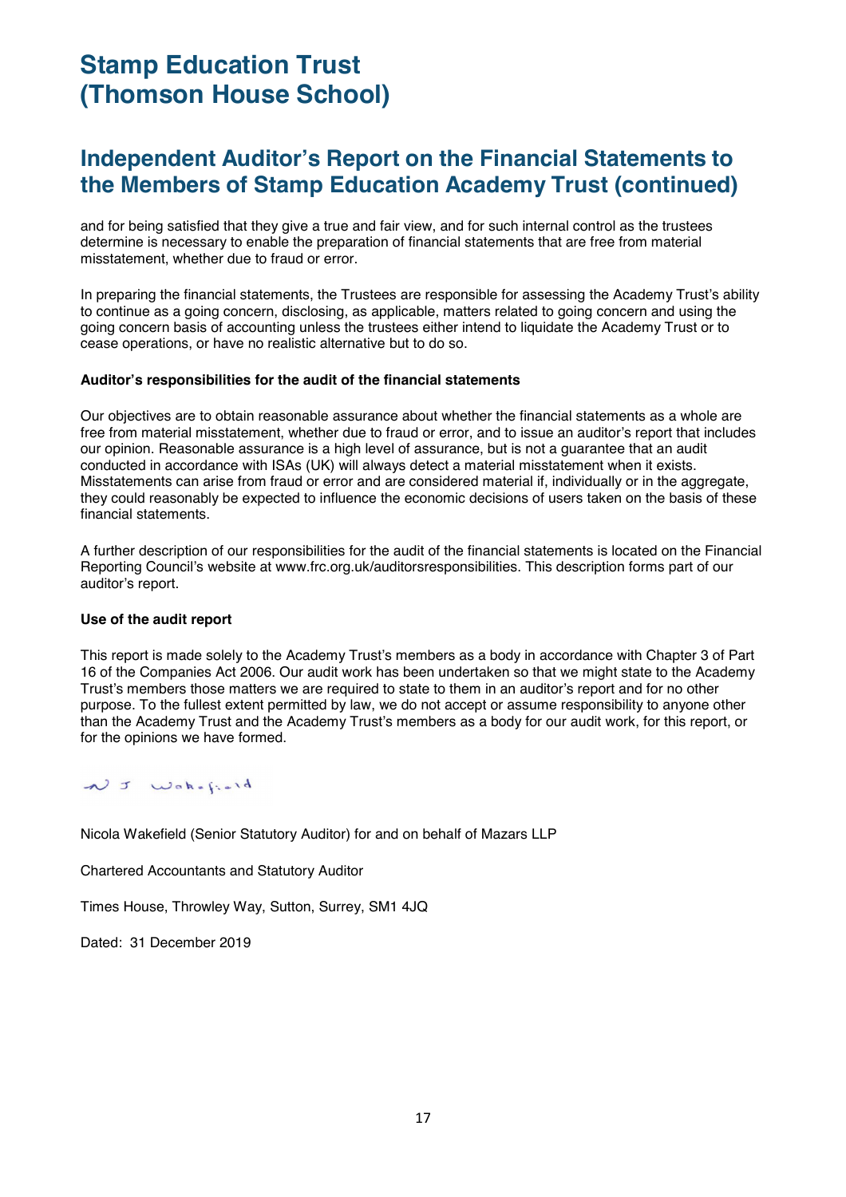# Stamp Education Trust (Thomson House School)

## Independent Auditor's Report on the Financial Statements to the Members of Stamp Education Academy Trust (continued)

and for being satisfied that they give a true and fair view, and for such internal control as the trustees determine is necessary to enable the preparation of financial statements that are free from material misstatement, whether due to fraud or error.

In preparing the financial statements, the Trustees are responsible for assessing the Academy Trust's ability to continue as a going concern, disclosing, as applicable, matters related to going concern and using the going concern basis of accounting unless the trustees either intend to liquidate the Academy Trust or to cease operations, or have no realistic alternative but to do so.

**Auditor's responsibilities for the audit of the financial statements**

Our objectives are to obtain reasonable assurance about whether the financial statements as a whole are free from material misstatement, whether due to fraud or error, and to issue an auditor's report that includes our opinion. Reasonable assurance is a high level of assurance, but is not a guarantee that an audit conducted in accordance with ISAs (UK) will always detect a material misstatement when it exists. Misstatements can arise from fraud or error and are considered material if, individually or in the aggregate, they could reasonably be expected to influence the economic decisions of users taken on the basis of these financial statements.

A further description of our responsibilities for the audit of the financial statements is located on the Financial Reporting Council's website at www.frc.org.uk/auditorsresponsibilities. This description forms part of our auditor's report.

**Use of the audit report**

This report is made solely to the Academy Trust's members as a body in accordance with Chapter 3 of Part 16 of the Companies Act 2006. Our audit work has been undertaken so that we might state to the Academy Trust's members those matters we are required to state to them in an auditor's report and for no other purpose. To the fullest extent permitted by law, we do not accept or assume responsibility to anyone other than the Academy Trust and the Academy Trust's members as a body for our audit work, for this report, or for the opinions we have formed.

N J Wakefield

Nicola Wakefield (Senior Statutory Auditor) for and on behalf of Mazars LLP

Chartered Accountants and Statutory Auditor

Times House, Throwley Way, Sutton, Surrey, SM1 4JQ

Dated: 31 December 2019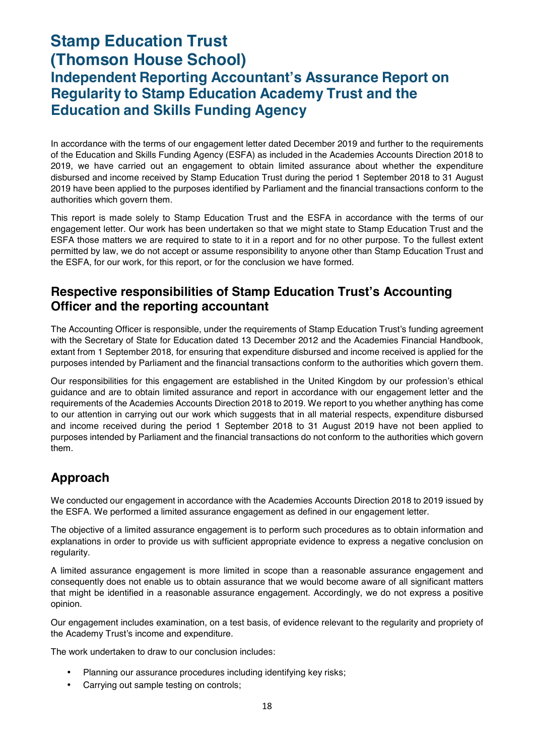# Stamp Education Trust (Thomson House School)

## Independent Reporting Accountant's Assurance Report on Regularity to Stamp Education Academy Trust and the Education and Skills Funding Agency

In accordance with the terms of our engagement letter dated December 2019 and further to the requirements of the Education and Skills Funding Agency (ESFA) as included in the Academies Accounts Direction 2018 to 2019, we have carried out an engagement to obtain limited assurance about whether the expenditure disbursed and income received by Stamp Education Trust during the period 1 September 2018 to 31 August 2019 have been applied to the purposes identified by Parliament and the financial transactions conform to the authorities which govern them.

This report is made solely to Stamp Education Trust and the ESFA in accordance with the terms of our engagement letter. Our work has been undertaken so that we might state to Stamp Education Trust and the ESFA those matters we are required to state to it in a report and for no other purpose. To the fullest extent permitted by law, we do not accept or assume responsibility to anyone other than Stamp Education Trust and the ESFA, for our work, for this report, or for the conclusion we have formed.

## Respective responsibilities of Stamp Education Trust's Accounting Officer and the reporting accountant

The Accounting Officer is responsible, under the requirements of Stamp Education Trust's funding agreement with the Secretary of State for Education dated 13 December 2012 and the Academies Financial Handbook, extant from 1 September 2018, for ensuring that expenditure disbursed and income received is applied for the purposes intended by Parliament and the financial transactions conform to the authorities which govern them.

Our responsibilities for this engagement are established in the United Kingdom by our profession's ethical guidance and are to obtain limited assurance and report in accordance with our engagement letter and the requirements of the Academies Accounts Direction 2018 to 2019. We report to you whether anything has come to our attention in carrying out our work which suggests that in all material respects, expenditure disbursed and income received during the period 1 September 2018 to 31 August 2019 have not been applied to purposes intended by Parliament and the financial transactions do not conform to the authorities which govern them.

## Approach

We conducted our engagement in accordance with the Academies Accounts Direction 2018 to 2019 issued by the ESFA. We performed a limited assurance engagement as defined in our engagement letter.

The objective of a limited assurance engagement is to perform such procedures as to obtain information and explanations in order to provide us with sufficient appropriate evidence to express a negative conclusion on regularity.

A limited assurance engagement is more limited in scope than a reasonable assurance engagement and consequently does not enable us to obtain assurance that we would become aware of all significant matters that might be identified in a reasonable assurance engagement. Accordingly, we do not express a positive opinion.

Our engagement includes examination, on a test basis, of evidence relevant to the regularity and propriety of the Academy Trust's income and expenditure.

The work undertaken to draw to our conclusion includes:

- Planning our assurance procedures including identifying key risks;
- Carrying out sample testing on controls;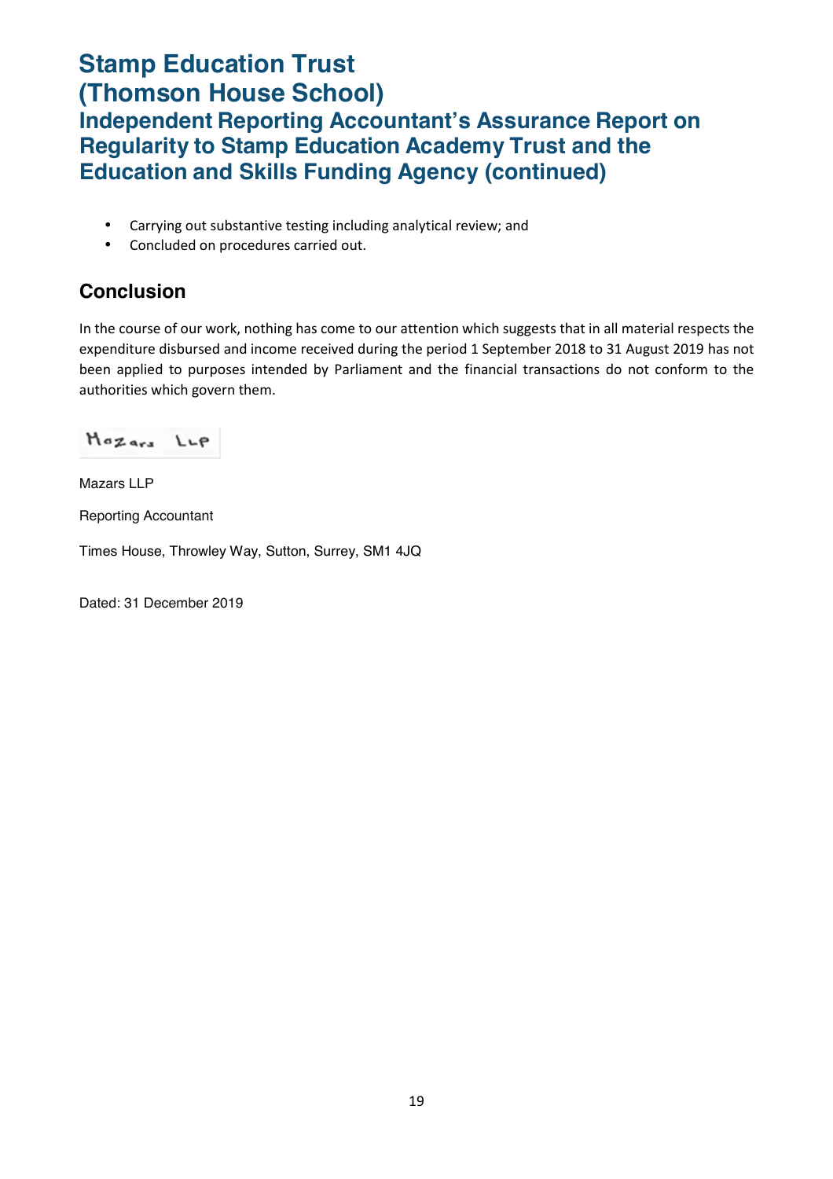# Stamp Education Trust
# (Thomson House School)
## Independent Reporting Accountant's Assurance Report on Regularity to Stamp Education Academy Trust and the Education and Skills Funding Agency (continued)

- Carrying out substantive testing including analytical review; and
- Concluded on procedures carried out.

### Conclusion

In the course of our work, nothing has come to our attention which suggests that in all material respects the expenditure disbursed and income received during the period 1 September 2018 to 31 August 2019 has not been applied to purposes intended by Parliament and the financial transactions do not conform to the authorities which govern them.

Mazars LLP

Mazars LLP

Reporting Accountant

Times House, Throwley Way, Sutton, Surrey, SM1 4JQ

Dated: 31 December 2019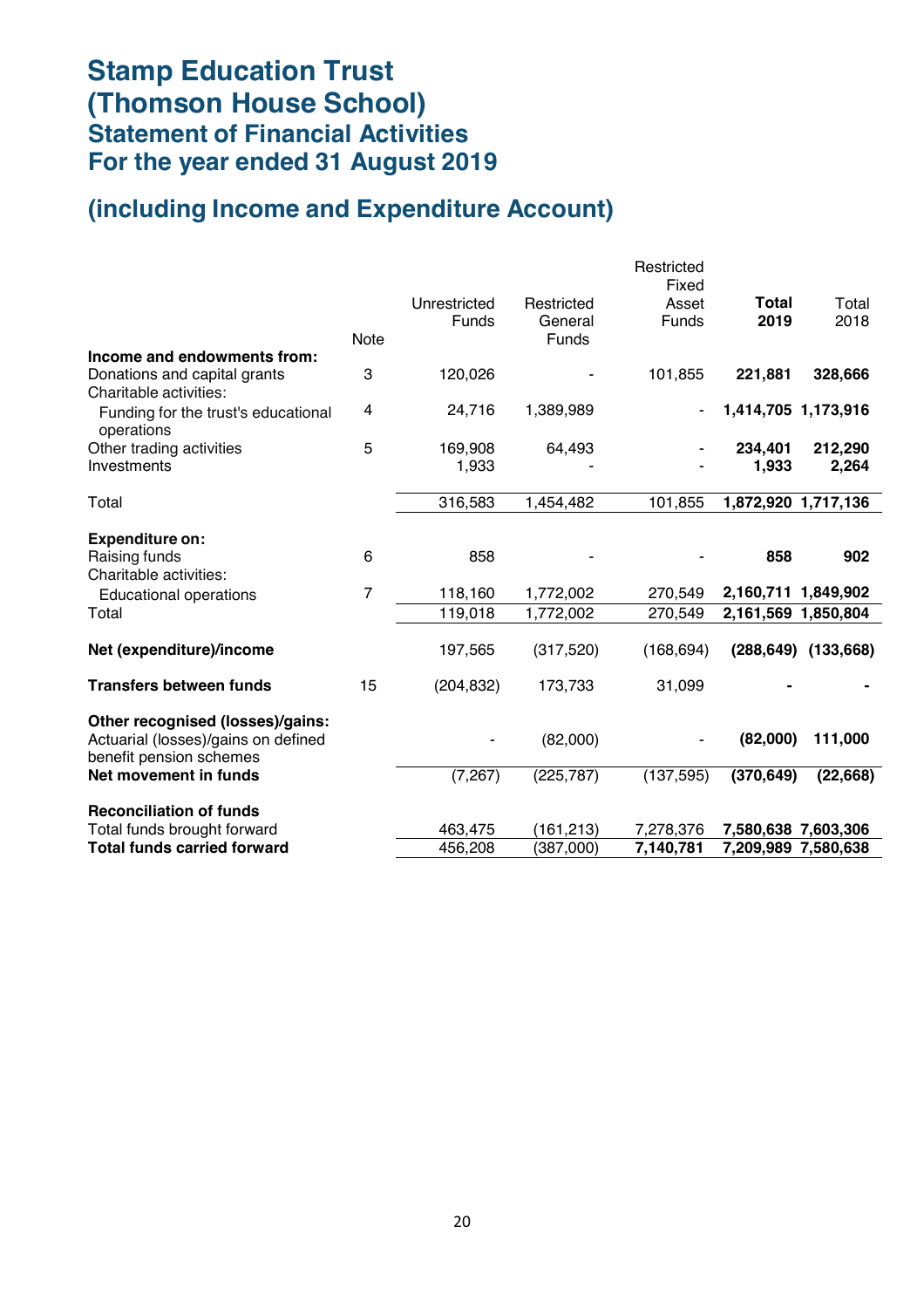# Stamp Education Trust (Thomson House School)

## Statement of Financial Activities For the year ended 31 August 2019

## (including Income and Expenditure Account)

| | Note | Unrestricted Funds | Restricted General Funds | Restricted Fixed Asset Funds | **Total 2019** | Total 2018 |
|---|---|---|---|---|---|---|
| **Income and endowments from:** | | | | | | |
| Donations and capital grants | 3 | 120,026 | - | 101,855 | **221,881** | **328,666** |
| Charitable activities: | | | | | | |
| Funding for the trust's educational operations | 4 | 24,716 | 1,389,989 | - | **1,414,705** | **1,173,916** |
| Other trading activities | 5 | 169,908 | 64,493 | - | **234,401** | **212,290** |
| Investments | | 1,933 | - | - | **1,933** | **2,264** |
| Total | | 316,583 | 1,454,482 | 101,855 | **1,872,920** | **1,717,136** |
| **Expenditure on:** | | | | | | |
| Raising funds | 6 | 858 | - | - | **858** | **902** |
| Charitable activities: | | | | | | |
| Educational operations | 7 | 118,160 | 1,772,002 | 270,549 | **2,160,711** | **1,849,902** |
| Total | | 119,018 | 1,772,002 | 270,549 | **2,161,569** | **1,850,804** |
| **Net (expenditure)/income** | | 197,565 | (317,520) | (168,694) | **(288,649)** | **(133,668)** |
| **Transfers between funds** | 15 | (204,832) | 173,733 | 31,099 | **-** | **-** |
| **Other recognised (losses)/gains:** | | | | | | |
| Actuarial (losses)/gains on defined benefit pension schemes | | - | (82,000) | - | **(82,000)** | **111,000** |
| **Net movement in funds** | | (7,267) | (225,787) | (137,595) | **(370,649)** | **(22,668)** |
| **Reconciliation of funds** | | | | | | |
| Total funds brought forward | | 463,475 | (161,213) | 7,278,376 | **7,580,638** | **7,603,306** |
| **Total funds carried forward** | | 456,208 | (387,000) | **7,140,781** | **7,209,989** | **7,580,638** |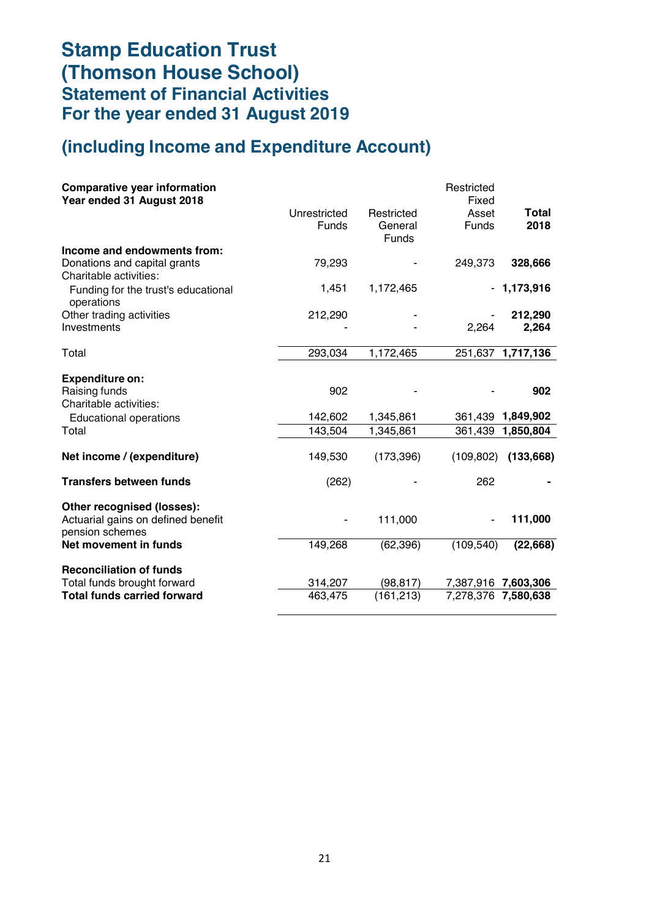# Stamp Education Trust (Thomson House School)

## Statement of Financial Activities For the year ended 31 August 2019

## (including Income and Expenditure Account)

| **Comparative year information Year ended 31 August 2018** | Unrestricted Funds | Restricted General Funds | Restricted Fixed Asset Funds | **Total 2018** |
|---|---|---|---|---|
| **Income and endowments from:** | | | | |
| Donations and capital grants | 79,293 | - | 249,373 | **328,666** |
| Charitable activities: | | | | |
| Funding for the trust's educational operations | 1,451 | 1,172,465 | - | **1,173,916** |
| Other trading activities | 212,290 | - | - | **212,290** |
| Investments | - | - | 2,264 | **2,264** |
| Total | 293,034 | 1,172,465 | 251,637 | **1,717,136** |
| **Expenditure on:** | | | | |
| Raising funds | 902 | - | - | **902** |
| Charitable activities: | | | | |
| Educational operations | 142,602 | 1,345,861 | 361,439 | **1,849,902** |
| Total | 143,504 | 1,345,861 | 361,439 | **1,850,804** |
| **Net income / (expenditure)** | 149,530 | (173,396) | (109,802) | **(133,668)** |
| **Transfers between funds** | (262) | - | 262 | **-** |
| **Other recognised (losses):** | | | | |
| Actuarial gains on defined benefit pension schemes | - | 111,000 | - | **111,000** |
| **Net movement in funds** | 149,268 | (62,396) | (109,540) | **(22,668)** |
| **Reconciliation of funds** | | | | |
| Total funds brought forward | 314,207 | (98,817) | 7,387,916 | **7,603,306** |
| **Total funds carried forward** | 463,475 | (161,213) | 7,278,376 | **7,580,638** |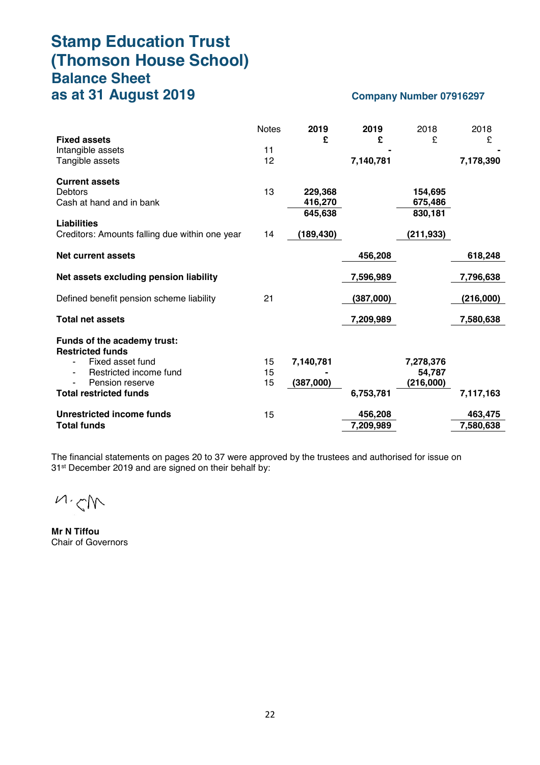# Stamp Education Trust (Thomson House School)
## Balance Sheet
## as at 31 August 2019

**Company Number 07916297**

| | Notes | 2019 £ | 2019 £ | 2018 £ | 2018 £ |
|---|---|---|---|---|---|
| **Fixed assets** | | | | | |
| Intangible assets | 11 | | - | | - |
| Tangible assets | 12 | | 7,140,781 | | 7,178,390 |
| **Current assets** | | | | | |
| Debtors | 13 | 229,368 | | 154,695 | |
| Cash at hand and in bank | | 416,270 | | 675,486 | |
| | | 645,638 | | 830,181 | |
| **Liabilities** | | | | | |
| Creditors: Amounts falling due within one year | 14 | (189,430) | | (211,933) | |
| **Net current assets** | | | 456,208 | | 618,248 |
| **Net assets excluding pension liability** | | | 7,596,989 | | 7,796,638 |
| Defined benefit pension scheme liability | 21 | | (387,000) | | (216,000) |
| **Total net assets** | | | 7,209,989 | | 7,580,638 |
| **Funds of the academy trust:** | | | | | |
| **Restricted funds** | | | | | |
| - Fixed asset fund | 15 | 7,140,781 | | 7,278,376 | |
| - Restricted income fund | 15 | - | | 54,787 | |
| - Pension reserve | 15 | (387,000) | | (216,000) | |
| **Total restricted funds** | | | 6,753,781 | | 7,117,163 |
| **Unrestricted income funds** | 15 | | 456,208 | | 463,475 |
| **Total funds** | | | 7,209,989 | | 7,580,638 |

The financial statements on pages 20 to 37 were approved by the trustees and authorised for issue on 31st December 2019 and are signed on their behalf by:

**Mr N Tiffou**
Chair of Governors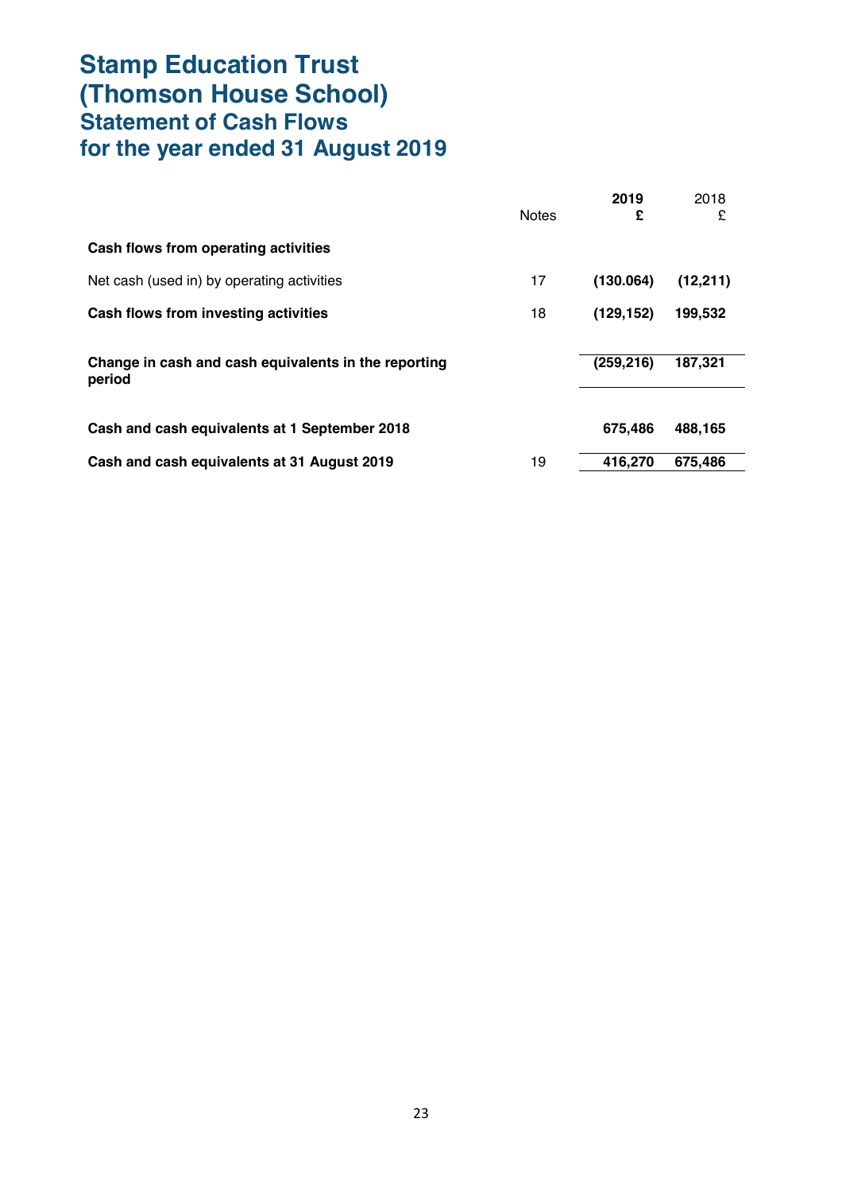# Stamp Education Trust (Thomson House School)
## Statement of Cash Flows
## for the year ended 31 August 2019

| | Notes | 2019 £ | 2018 £ |
|---|---|---|---|
| **Cash flows from operating activities** | | | |
| Net cash (used in) by operating activities | 17 | **(130.064)** | **(12,211)** |
| **Cash flows from investing activities** | 18 | **(129,152)** | **199,532** |
| **Change in cash and cash equivalents in the reporting period** | | **(259,216)** | **187,321** |
| **Cash and cash equivalents at 1 September 2018** | | **675,486** | **488,165** |
| **Cash and cash equivalents at 31 August 2019** | 19 | **416,270** | **675,486** |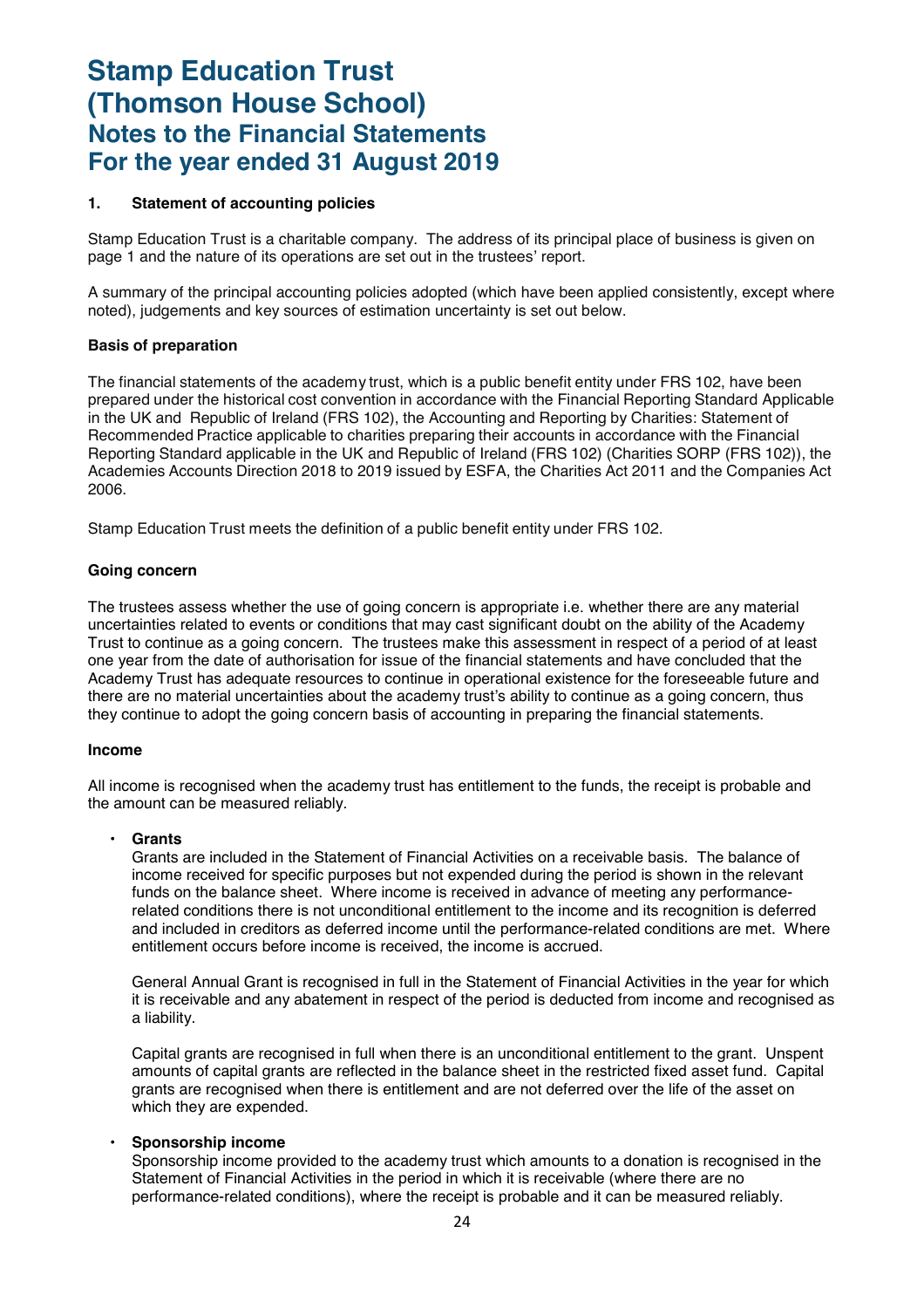# Stamp Education Trust
# (Thomson House School)
## Notes to the Financial Statements
## For the year ended 31 August 2019

**1. Statement of accounting policies**

Stamp Education Trust is a charitable company. The address of its principal place of business is given on page 1 and the nature of its operations are set out in the trustees' report.

A summary of the principal accounting policies adopted (which have been applied consistently, except where noted), judgements and key sources of estimation uncertainty is set out below.

**Basis of preparation**

The financial statements of the academy trust, which is a public benefit entity under FRS 102, have been prepared under the historical cost convention in accordance with the Financial Reporting Standard Applicable in the UK and Republic of Ireland (FRS 102), the Accounting and Reporting by Charities: Statement of Recommended Practice applicable to charities preparing their accounts in accordance with the Financial Reporting Standard applicable in the UK and Republic of Ireland (FRS 102) (Charities SORP (FRS 102)), the Academies Accounts Direction 2018 to 2019 issued by ESFA, the Charities Act 2011 and the Companies Act 2006.

Stamp Education Trust meets the definition of a public benefit entity under FRS 102.

**Going concern**

The trustees assess whether the use of going concern is appropriate i.e. whether there are any material uncertainties related to events or conditions that may cast significant doubt on the ability of the Academy Trust to continue as a going concern. The trustees make this assessment in respect of a period of at least one year from the date of authorisation for issue of the financial statements and have concluded that the Academy Trust has adequate resources to continue in operational existence for the foreseeable future and there are no material uncertainties about the academy trust's ability to continue as a going concern, thus they continue to adopt the going concern basis of accounting in preparing the financial statements.

**Income**

All income is recognised when the academy trust has entitlement to the funds, the receipt is probable and the amount can be measured reliably.

- **Grants**
  Grants are included in the Statement of Financial Activities on a receivable basis. The balance of income received for specific purposes but not expended during the period is shown in the relevant funds on the balance sheet. Where income is received in advance of meeting any performance-related conditions there is not unconditional entitlement to the income and its recognition is deferred and included in creditors as deferred income until the performance-related conditions are met. Where entitlement occurs before income is received, the income is accrued.

  General Annual Grant is recognised in full in the Statement of Financial Activities in the year for which it is receivable and any abatement in respect of the period is deducted from income and recognised as a liability.

  Capital grants are recognised in full when there is an unconditional entitlement to the grant. Unspent amounts of capital grants are reflected in the balance sheet in the restricted fixed asset fund. Capital grants are recognised when there is entitlement and are not deferred over the life of the asset on which they are expended.

- **Sponsorship income**
  Sponsorship income provided to the academy trust which amounts to a donation is recognised in the Statement of Financial Activities in the period in which it is receivable (where there are no performance-related conditions), where the receipt is probable and it can be measured reliably.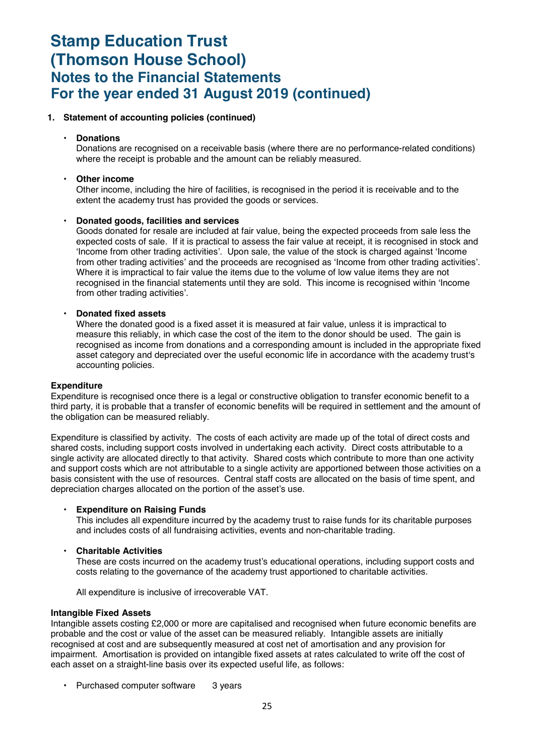# Stamp Education Trust (Thomson House School)

## Notes to the Financial Statements For the year ended 31 August 2019 (continued)

**1. Statement of accounting policies (continued)**

- **Donations**
  Donations are recognised on a receivable basis (where there are no performance-related conditions) where the receipt is probable and the amount can be reliably measured.

- **Other income**
  Other income, including the hire of facilities, is recognised in the period it is receivable and to the extent the academy trust has provided the goods or services.

- **Donated goods, facilities and services**
  Goods donated for resale are included at fair value, being the expected proceeds from sale less the expected costs of sale. If it is practical to assess the fair value at receipt, it is recognised in stock and 'Income from other trading activities'. Upon sale, the value of the stock is charged against 'Income from other trading activities' and the proceeds are recognised as 'Income from other trading activities'. Where it is impractical to fair value the items due to the volume of low value items they are not recognised in the financial statements until they are sold. This income is recognised within 'Income from other trading activities'.

- **Donated fixed assets**
  Where the donated good is a fixed asset it is measured at fair value, unless it is impractical to measure this reliably, in which case the cost of the item to the donor should be used. The gain is recognised as income from donations and a corresponding amount is included in the appropriate fixed asset category and depreciated over the useful economic life in accordance with the academy trust's accounting policies.

**Expenditure**

Expenditure is recognised once there is a legal or constructive obligation to transfer economic benefit to a third party, it is probable that a transfer of economic benefits will be required in settlement and the amount of the obligation can be measured reliably.

Expenditure is classified by activity. The costs of each activity are made up of the total of direct costs and shared costs, including support costs involved in undertaking each activity. Direct costs attributable to a single activity are allocated directly to that activity. Shared costs which contribute to more than one activity and support costs which are not attributable to a single activity are apportioned between those activities on a basis consistent with the use of resources. Central staff costs are allocated on the basis of time spent, and depreciation charges allocated on the portion of the asset's use.

- **Expenditure on Raising Funds**
  This includes all expenditure incurred by the academy trust to raise funds for its charitable purposes and includes costs of all fundraising activities, events and non-charitable trading.

- **Charitable Activities**
  These are costs incurred on the academy trust's educational operations, including support costs and costs relating to the governance of the academy trust apportioned to charitable activities.

  All expenditure is inclusive of irrecoverable VAT.

**Intangible Fixed Assets**

Intangible assets costing £2,000 or more are capitalised and recognised when future economic benefits are probable and the cost or value of the asset can be measured reliably. Intangible assets are initially recognised at cost and are subsequently measured at cost net of amortisation and any provision for impairment. Amortisation is provided on intangible fixed assets at rates calculated to write off the cost of each asset on a straight-line basis over its expected useful life, as follows:

- Purchased computer software 3 years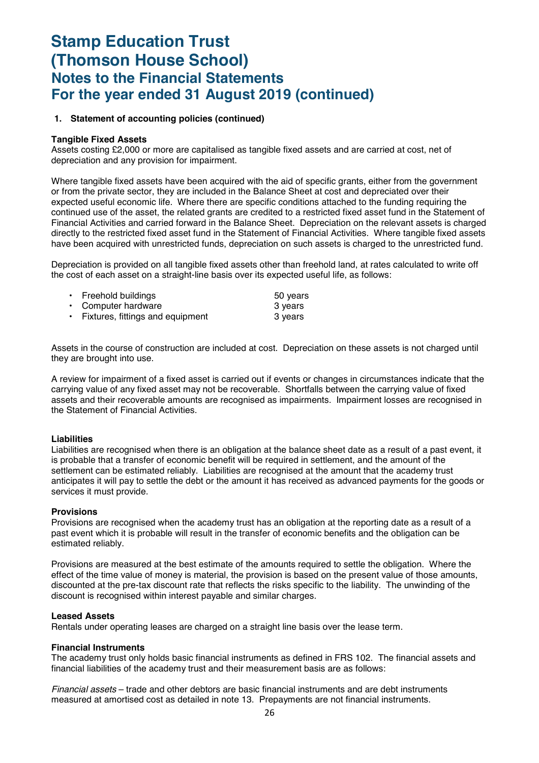# Stamp Education Trust
# (Thomson House School)
## Notes to the Financial Statements
## For the year ended 31 August 2019 (continued)

**1. Statement of accounting policies (continued)**

**Tangible Fixed Assets**

Assets costing £2,000 or more are capitalised as tangible fixed assets and are carried at cost, net of depreciation and any provision for impairment.

Where tangible fixed assets have been acquired with the aid of specific grants, either from the government or from the private sector, they are included in the Balance Sheet at cost and depreciated over their expected useful economic life. Where there are specific conditions attached to the funding requiring the continued use of the asset, the related grants are credited to a restricted fixed asset fund in the Statement of Financial Activities and carried forward in the Balance Sheet. Depreciation on the relevant assets is charged directly to the restricted fixed asset fund in the Statement of Financial Activities. Where tangible fixed assets have been acquired with unrestricted funds, depreciation on such assets is charged to the unrestricted fund.

Depreciation is provided on all tangible fixed assets other than freehold land, at rates calculated to write off the cost of each asset on a straight-line basis over its expected useful life, as follows:

- Freehold buildings 50 years
- Computer hardware 3 years
- Fixtures, fittings and equipment 3 years

Assets in the course of construction are included at cost. Depreciation on these assets is not charged until they are brought into use.

A review for impairment of a fixed asset is carried out if events or changes in circumstances indicate that the carrying value of any fixed asset may not be recoverable. Shortfalls between the carrying value of fixed assets and their recoverable amounts are recognised as impairments. Impairment losses are recognised in the Statement of Financial Activities.

**Liabilities**

Liabilities are recognised when there is an obligation at the balance sheet date as a result of a past event, it is probable that a transfer of economic benefit will be required in settlement, and the amount of the settlement can be estimated reliably. Liabilities are recognised at the amount that the academy trust anticipates it will pay to settle the debt or the amount it has received as advanced payments for the goods or services it must provide.

**Provisions**

Provisions are recognised when the academy trust has an obligation at the reporting date as a result of a past event which it is probable will result in the transfer of economic benefits and the obligation can be estimated reliably.

Provisions are measured at the best estimate of the amounts required to settle the obligation. Where the effect of the time value of money is material, the provision is based on the present value of those amounts, discounted at the pre-tax discount rate that reflects the risks specific to the liability. The unwinding of the discount is recognised within interest payable and similar charges.

**Leased Assets**

Rentals under operating leases are charged on a straight line basis over the lease term.

**Financial Instruments**

The academy trust only holds basic financial instruments as defined in FRS 102. The financial assets and financial liabilities of the academy trust and their measurement basis are as follows:

*Financial assets* – trade and other debtors are basic financial instruments and are debt instruments measured at amortised cost as detailed in note 13. Prepayments are not financial instruments.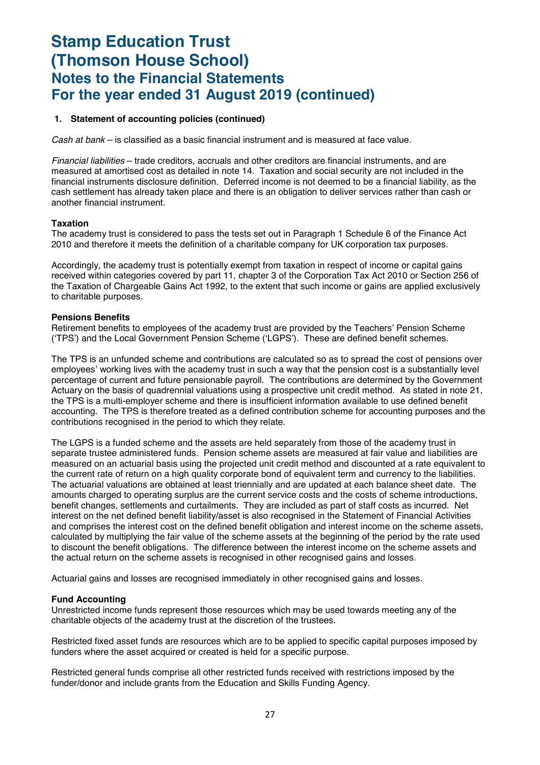# Stamp Education Trust (Thomson House School)
## Notes to the Financial Statements
## For the year ended 31 August 2019 (continued)

**1. Statement of accounting policies (continued)**

*Cash at bank* – is classified as a basic financial instrument and is measured at face value.

*Financial liabilities* – trade creditors, accruals and other creditors are financial instruments, and are measured at amortised cost as detailed in note 14. Taxation and social security are not included in the financial instruments disclosure definition. Deferred income is not deemed to be a financial liability, as the cash settlement has already taken place and there is an obligation to deliver services rather than cash or another financial instrument.

**Taxation**

The academy trust is considered to pass the tests set out in Paragraph 1 Schedule 6 of the Finance Act 2010 and therefore it meets the definition of a charitable company for UK corporation tax purposes.

Accordingly, the academy trust is potentially exempt from taxation in respect of income or capital gains received within categories covered by part 11, chapter 3 of the Corporation Tax Act 2010 or Section 256 of the Taxation of Chargeable Gains Act 1992, to the extent that such income or gains are applied exclusively to charitable purposes.

**Pensions Benefits**

Retirement benefits to employees of the academy trust are provided by the Teachers' Pension Scheme ('TPS') and the Local Government Pension Scheme ('LGPS'). These are defined benefit schemes.

The TPS is an unfunded scheme and contributions are calculated so as to spread the cost of pensions over employees' working lives with the academy trust in such a way that the pension cost is a substantially level percentage of current and future pensionable payroll. The contributions are determined by the Government Actuary on the basis of quadrennial valuations using a prospective unit credit method. As stated in note 21, the TPS is a multi-employer scheme and there is insufficient information available to use defined benefit accounting. The TPS is therefore treated as a defined contribution scheme for accounting purposes and the contributions recognised in the period to which they relate.

The LGPS is a funded scheme and the assets are held separately from those of the academy trust in separate trustee administered funds. Pension scheme assets are measured at fair value and liabilities are measured on an actuarial basis using the projected unit credit method and discounted at a rate equivalent to the current rate of return on a high quality corporate bond of equivalent term and currency to the liabilities. The actuarial valuations are obtained at least triennially and are updated at each balance sheet date. The amounts charged to operating surplus are the current service costs and the costs of scheme introductions, benefit changes, settlements and curtailments. They are included as part of staff costs as incurred. Net interest on the net defined benefit liability/asset is also recognised in the Statement of Financial Activities and comprises the interest cost on the defined benefit obligation and interest income on the scheme assets, calculated by multiplying the fair value of the scheme assets at the beginning of the period by the rate used to discount the benefit obligations. The difference between the interest income on the scheme assets and the actual return on the scheme assets is recognised in other recognised gains and losses.

Actuarial gains and losses are recognised immediately in other recognised gains and losses.

**Fund Accounting**

Unrestricted income funds represent those resources which may be used towards meeting any of the charitable objects of the academy trust at the discretion of the trustees.

Restricted fixed asset funds are resources which are to be applied to specific capital purposes imposed by funders where the asset acquired or created is held for a specific purpose.

Restricted general funds comprise all other restricted funds received with restrictions imposed by the funder/donor and include grants from the Education and Skills Funding Agency.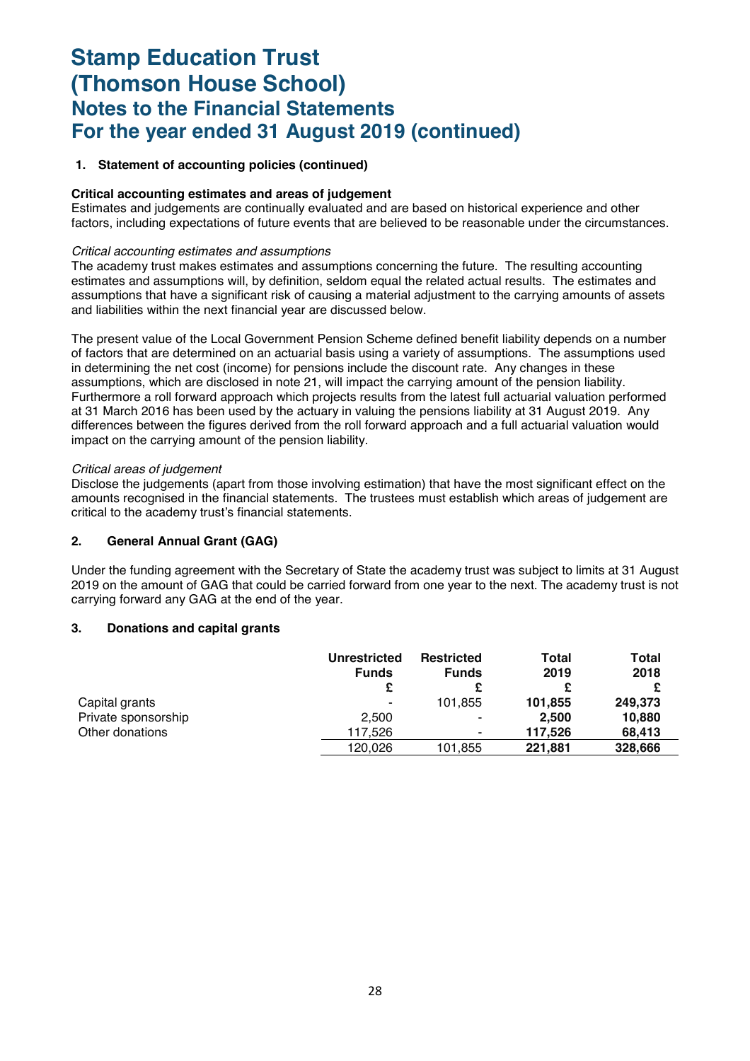# Stamp Education Trust (Thomson House School)
## Notes to the Financial Statements
## For the year ended 31 August 2019 (continued)

**1. Statement of accounting policies (continued)**

**Critical accounting estimates and areas of judgement**

Estimates and judgements are continually evaluated and are based on historical experience and other factors, including expectations of future events that are believed to be reasonable under the circumstances.

*Critical accounting estimates and assumptions*

The academy trust makes estimates and assumptions concerning the future. The resulting accounting estimates and assumptions will, by definition, seldom equal the related actual results. The estimates and assumptions that have a significant risk of causing a material adjustment to the carrying amounts of assets and liabilities within the next financial year are discussed below.

The present value of the Local Government Pension Scheme defined benefit liability depends on a number of factors that are determined on an actuarial basis using a variety of assumptions. The assumptions used in determining the net cost (income) for pensions include the discount rate. Any changes in these assumptions, which are disclosed in note 21, will impact the carrying amount of the pension liability. Furthermore a roll forward approach which projects results from the latest full actuarial valuation performed at 31 March 2016 has been used by the actuary in valuing the pensions liability at 31 August 2019. Any differences between the figures derived from the roll forward approach and a full actuarial valuation would impact on the carrying amount of the pension liability.

*Critical areas of judgement*

Disclose the judgements (apart from those involving estimation) that have the most significant effect on the amounts recognised in the financial statements. The trustees must establish which areas of judgement are critical to the academy trust's financial statements.

**2. General Annual Grant (GAG)**

Under the funding agreement with the Secretary of State the academy trust was subject to limits at 31 August 2019 on the amount of GAG that could be carried forward from one year to the next. The academy trust is not carrying forward any GAG at the end of the year.

**3. Donations and capital grants**

| | Unrestricted Funds | Restricted Funds | Total 2019 | Total 2018 |
|---|---|---|---|---|
| | £ | £ | £ | £ |
| Capital grants | - | 101,855 | **101,855** | **249,373** |
| Private sponsorship | 2,500 | - | **2,500** | **10,880** |
| Other donations | 117,526 | - | **117,526** | **68,413** |
| | 120,026 | 101,855 | **221,881** | **328,666** |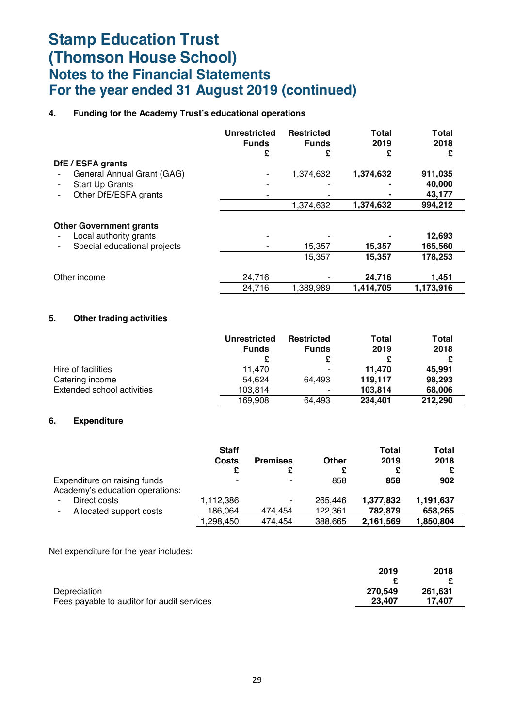# Stamp Education Trust (Thomson House School)
## Notes to the Financial Statements
## For the year ended 31 August 2019 (continued)

### 4. Funding for the Academy Trust's educational operations

| | Unrestricted Funds £ | Restricted Funds £ | Total 2019 £ | Total 2018 £ |
|---|---|---|---|---|
| **DfE / ESFA grants** | | | | |
| - General Annual Grant (GAG) | - | 1,374,632 | **1,374,632** | **911,035** |
| - Start Up Grants | - | - | **-** | **40,000** |
| - Other DfE/ESFA grants | - | - | **-** | **43,177** |
| | | 1,374,632 | **1,374,632** | **994,212** |
| **Other Government grants** | | | | |
| - Local authority grants | - | - | **-** | **12,693** |
| - Special educational projects | - | 15,357 | **15,357** | **165,560** |
| | | 15,357 | **15,357** | **178,253** |
| Other income | 24,716 | - | **24,716** | **1,451** |
| | 24,716 | 1,389,989 | **1,414,705** | **1,173,916** |

### 5. Other trading activities

| | Unrestricted Funds £ | Restricted Funds £ | Total 2019 £ | Total 2018 £ |
|---|---|---|---|---|
| Hire of facilities | 11,470 | - | **11,470** | **45,991** |
| Catering income | 54,624 | 64,493 | **119,117** | **98,293** |
| Extended school activities | 103,814 | - | **103,814** | **68,006** |
| | 169,908 | 64,493 | **234,401** | **212,290** |

### 6. Expenditure

| | Staff Costs £ | Premises £ | Other £ | Total 2019 £ | Total 2018 £ |
|---|---|---|---|---|---|
| Expenditure on raising funds | - | - | 858 | **858** | **902** |
| Academy's education operations: | | | | | |
| - Direct costs | 1,112,386 | - | 265,446 | **1,377,832** | **1,191,637** |
| - Allocated support costs | 186,064 | 474,454 | 122,361 | **782,879** | **658,265** |
| | 1,298,450 | 474,454 | 388,665 | **2,161,569** | **1,850,804** |

Net expenditure for the year includes:

| | 2019 £ | 2018 £ |
|---|---|---|
| Depreciation | **270,549** | **261,631** |
| Fees payable to auditor for audit services | **23,407** | **17,407** |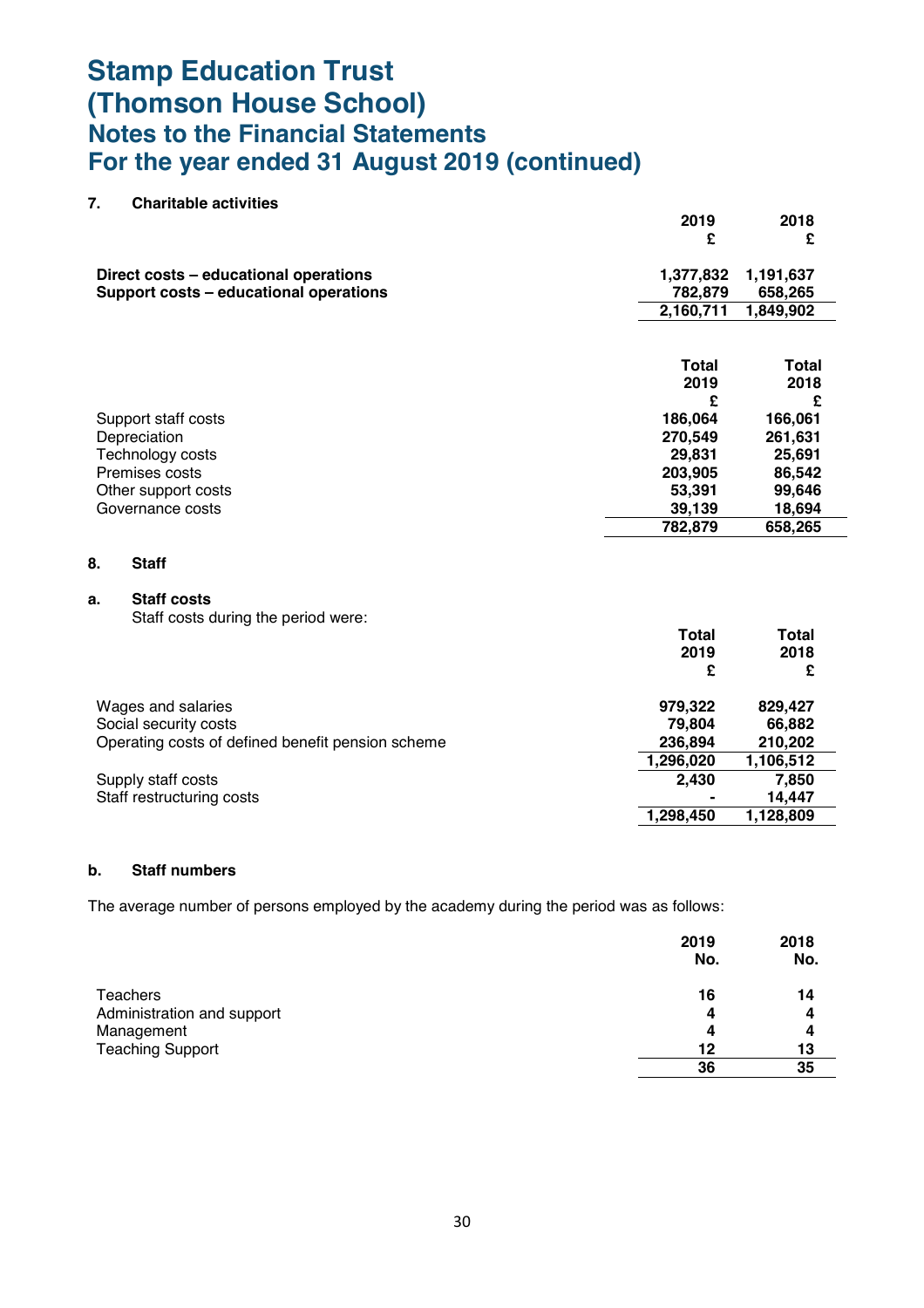# Stamp Education Trust
# (Thomson House School)
## Notes to the Financial Statements
## For the year ended 31 August 2019 (continued)

### 7. Charitable activities

| | 2019 £ | 2018 £ |
|---|---|---|
| **Direct costs – educational operations** | **1,377,832** | **1,191,637** |
| **Support costs – educational operations** | **782,879** | **658,265** |
| | **2,160,711** | **1,849,902** |

| | Total 2019 £ | Total 2018 £ |
|---|---|---|
| Support staff costs | 186,064 | 166,061 |
| Depreciation | 270,549 | 261,631 |
| Technology costs | 29,831 | 25,691 |
| Premises costs | 203,905 | 86,542 |
| Other support costs | 53,391 | 99,646 |
| Governance costs | 39,139 | 18,694 |
| | **782,879** | **658,265** |

### 8. Staff

#### a. Staff costs

Staff costs during the period were:

| | Total 2019 £ | Total 2018 £ |
|---|---|---|
| Wages and salaries | 979,322 | 829,427 |
| Social security costs | 79,804 | 66,882 |
| Operating costs of defined benefit pension scheme | 236,894 | 210,202 |
| | 1,296,020 | 1,106,512 |
| Supply staff costs | 2,430 | 7,850 |
| Staff restructuring costs | - | 14,447 |
| | **1,298,450** | **1,128,809** |

#### b. Staff numbers

The average number of persons employed by the academy during the period was as follows:

| | 2019 No. | 2018 No. |
|---|---|---|
| Teachers | 16 | 14 |
| Administration and support | 4 | 4 |
| Management | 4 | 4 |
| Teaching Support | 12 | 13 |
| | **36** | **35** |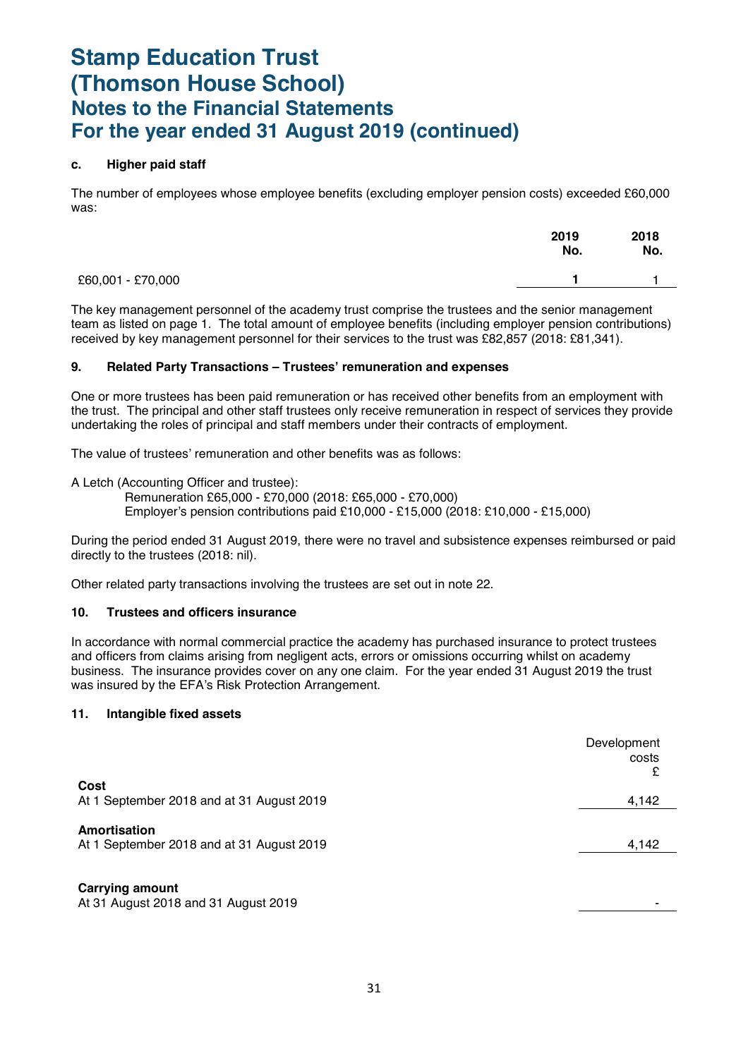# Stamp Education Trust (Thomson House School)
## Notes to the Financial Statements
## For the year ended 31 August 2019 (continued)

### c. Higher paid staff

The number of employees whose employee benefits (excluding employer pension costs) exceeded £60,000 was:

| | 2019 No. | 2018 No. |
|---|---|---|
| £60,001 - £70,000 | **1** | 1 |

The key management personnel of the academy trust comprise the trustees and the senior management team as listed on page 1. The total amount of employee benefits (including employer pension contributions) received by key management personnel for their services to the trust was £82,857 (2018: £81,341).

### 9. Related Party Transactions – Trustees' remuneration and expenses

One or more trustees has been paid remuneration or has received other benefits from an employment with the trust. The principal and other staff trustees only receive remuneration in respect of services they provide undertaking the roles of principal and staff members under their contracts of employment.

The value of trustees' remuneration and other benefits was as follows:

A Letch (Accounting Officer and trustee):
Remuneration £65,000 - £70,000 (2018: £65,000 - £70,000)
Employer's pension contributions paid £10,000 - £15,000 (2018: £10,000 - £15,000)

During the period ended 31 August 2019, there were no travel and subsistence expenses reimbursed or paid directly to the trustees (2018: nil).

Other related party transactions involving the trustees are set out in note 22.

### 10. Trustees and officers insurance

In accordance with normal commercial practice the academy has purchased insurance to protect trustees and officers from claims arising from negligent acts, errors or omissions occurring whilst on academy business. The insurance provides cover on any one claim. For the year ended 31 August 2019 the trust was insured by the EFA's Risk Protection Arrangement.

### 11. Intangible fixed assets

| | Development costs £ |
|---|---|
| **Cost** | |
| At 1 September 2018 and at 31 August 2019 | 4,142 |
| **Amortisation** | |
| At 1 September 2018 and at 31 August 2019 | 4,142 |
| **Carrying amount** | |
| At 31 August 2018 and 31 August 2019 | - |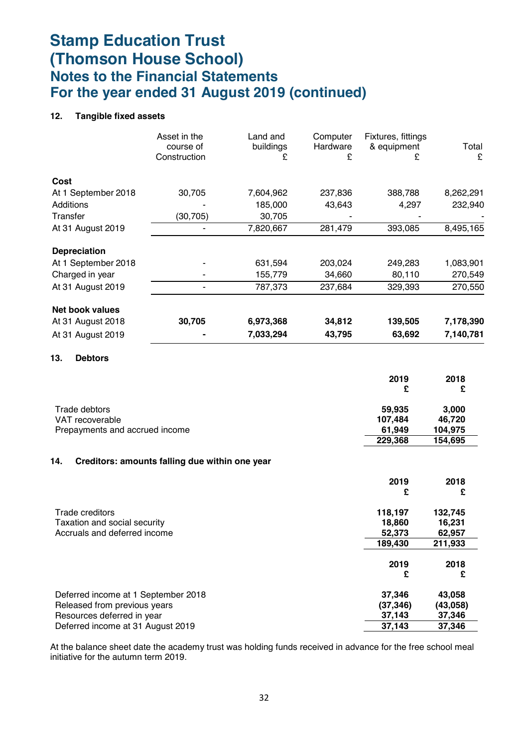# Stamp Education Trust
# (Thomson House School)
## Notes to the Financial Statements
## For the year ended 31 August 2019 (continued)

### 12. Tangible fixed assets

| | Asset in the course of Construction | Land and buildings £ | Computer Hardware £ | Fixtures, fittings & equipment £ | Total £ |
|---|---|---|---|---|---|
| **Cost** | | | | | |
| At 1 September 2018 | 30,705 | 7,604,962 | 237,836 | 388,788 | 8,262,291 |
| Additions | - | 185,000 | 43,643 | 4,297 | 232,940 |
| Transfer | (30,705) | 30,705 | - | - | - |
| At 31 August 2019 | - | 7,820,667 | 281,479 | 393,085 | 8,495,165 |
| **Depreciation** | | | | | |
| At 1 September 2018 | - | 631,594 | 203,024 | 249,283 | 1,083,901 |
| Charged in year | - | 155,779 | 34,660 | 80,110 | 270,549 |
| At 31 August 2019 | - | 787,373 | 237,684 | 329,393 | 270,550 |
| **Net book values** | | | | | |
| At 31 August 2018 | **30,705** | **6,973,368** | **34,812** | **139,505** | **7,178,390** |
| At 31 August 2019 | **-** | **7,033,294** | **43,795** | **63,692** | **7,140,781** |

### 13. Debtors

| | 2019 £ | 2018 £ |
|---|---|---|
| Trade debtors | **59,935** | **3,000** |
| VAT recoverable | **107,484** | **46,720** |
| Prepayments and accrued income | **61,949** | **104,975** |
| | **229,368** | **154,695** |

### 14. Creditors: amounts falling due within one year

| | 2019 £ | 2018 £ |
|---|---|---|
| Trade creditors | **118,197** | **132,745** |
| Taxation and social security | **18,860** | **16,231** |
| Accruals and deferred income | **52,373** | **62,957** |
| | **189,430** | **211,933** |

| | 2019 £ | 2018 £ |
|---|---|---|
| Deferred income at 1 September 2018 | **37,346** | **43,058** |
| Released from previous years | **(37,346)** | **(43,058)** |
| Resources deferred in year | **37,143** | **37,346** |
| Deferred income at 31 August 2019 | **37,143** | **37,346** |

At the balance sheet date the academy trust was holding funds received in advance for the free school meal initiative for the autumn term 2019.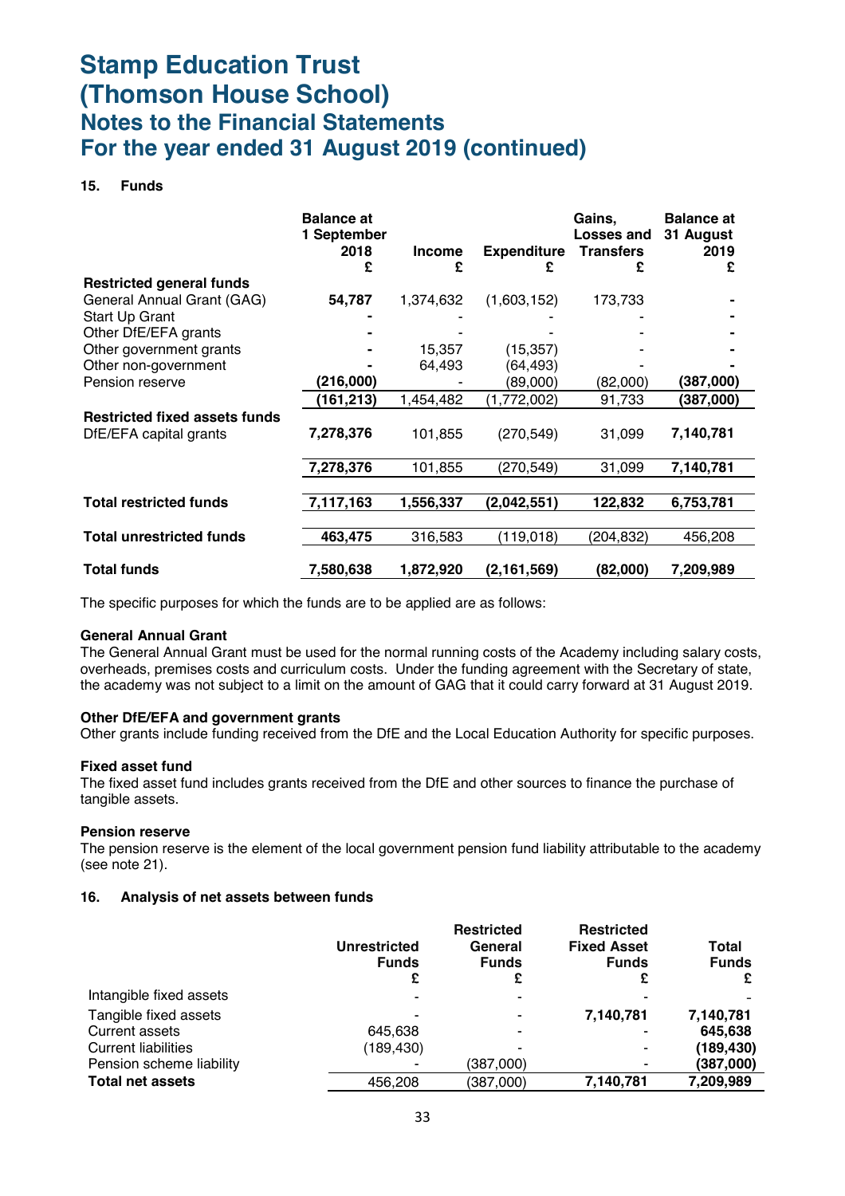# Stamp Education Trust
# (Thomson House School)
## Notes to the Financial Statements
## For the year ended 31 August 2019 (continued)

### 15. Funds

| | Balance at 1 September 2018 £ | Income £ | Expenditure £ | Gains, Losses and Transfers £ | Balance at 31 August 2019 £ |
|---|---|---|---|---|---|
| **Restricted general funds** | | | | | |
| General Annual Grant (GAG) | **54,787** | 1,374,632 | (1,603,152) | 173,733 | **-** |
| Start Up Grant | **-** | - | - | - | **-** |
| Other DfE/EFA grants | **-** | - | - | - | **-** |
| Other government grants | **-** | 15,357 | (15,357) | - | **-** |
| Other non-government | **-** | 64,493 | (64,493) | - | **-** |
| Pension reserve | **(216,000)** | - | (89,000) | (82,000) | **(387,000)** |
| | **(161,213)** | 1,454,482 | (1,772,002) | 91,733 | **(387,000)** |
| **Restricted fixed assets funds** | | | | | |
| DfE/EFA capital grants | **7,278,376** | 101,855 | (270,549) | 31,099 | **7,140,781** |
| | **7,278,376** | 101,855 | (270,549) | 31,099 | **7,140,781** |
| **Total restricted funds** | **7,117,163** | **1,556,337** | **(2,042,551)** | **122,832** | **6,753,781** |
| **Total unrestricted funds** | **463,475** | 316,583 | (119,018) | (204,832) | 456,208 |
| **Total funds** | **7,580,638** | **1,872,920** | **(2,161,569)** | **(82,000)** | **7,209,989** |

The specific purposes for which the funds are to be applied are as follows:

**General Annual Grant**
The General Annual Grant must be used for the normal running costs of the Academy including salary costs, overheads, premises costs and curriculum costs. Under the funding agreement with the Secretary of state, the academy was not subject to a limit on the amount of GAG that it could carry forward at 31 August 2019.

**Other DfE/EFA and government grants**
Other grants include funding received from the DfE and the Local Education Authority for specific purposes.

**Fixed asset fund**
The fixed asset fund includes grants received from the DfE and other sources to finance the purchase of tangible assets.

**Pension reserve**
The pension reserve is the element of the local government pension fund liability attributable to the academy (see note 21).

### 16. Analysis of net assets between funds

| | Unrestricted Funds £ | Restricted General Funds £ | Restricted Fixed Asset Funds £ | Total Funds £ |
|---|---|---|---|---|
| Intangible fixed assets | - | - | - | - |
| Tangible fixed assets | - | - | **7,140,781** | **7,140,781** |
| Current assets | 645,638 | - | - | **645,638** |
| Current liabilities | (189,430) | - | - | **(189,430)** |
| Pension scheme liability | - | (387,000) | - | **(387,000)** |
| **Total net assets** | 456,208 | (387,000) | **7,140,781** | **7,209,989** |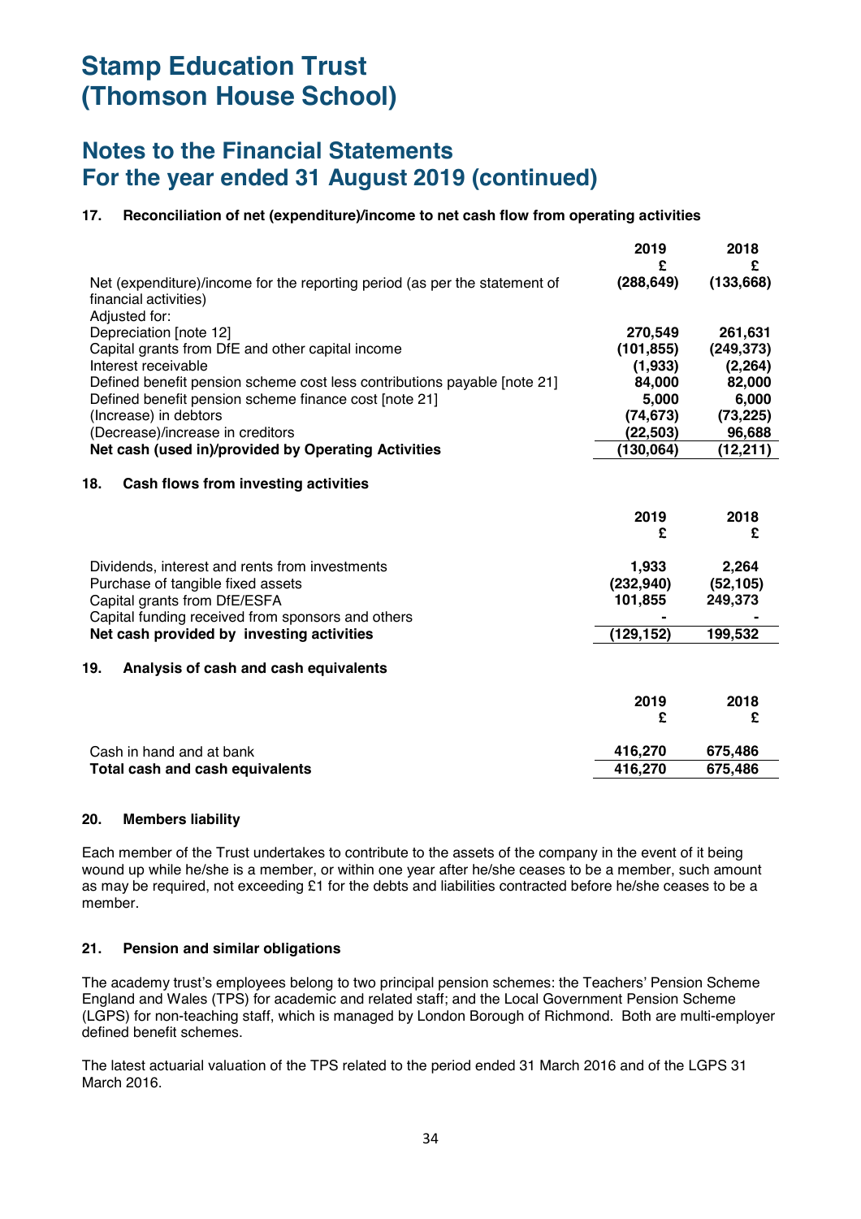# Stamp Education Trust (Thomson House School)

## Notes to the Financial Statements For the year ended 31 August 2019 (continued)

### 17. Reconciliation of net (expenditure)/income to net cash flow from operating activities

| | 2019 £ | 2018 £ |
|---|---|---|
| Net (expenditure)/income for the reporting period (as per the statement of financial activities) | (288,649) | (133,668) |
| Adjusted for: | | |
| Depreciation [note 12] | 270,549 | 261,631 |
| Capital grants from DfE and other capital income | (101,855) | (249,373) |
| Interest receivable | (1,933) | (2,264) |
| Defined benefit pension scheme cost less contributions payable [note 21] | 84,000 | 82,000 |
| Defined benefit pension scheme finance cost [note 21] | 5,000 | 6,000 |
| (Increase) in debtors | (74,673) | (73,225) |
| (Decrease)/increase in creditors | (22,503) | 96,688 |
| **Net cash (used in)/provided by Operating Activities** | **(130,064)** | **(12,211)** |

### 18. Cash flows from investing activities

| | 2019 £ | 2018 £ |
|---|---|---|
| Dividends, interest and rents from investments | 1,933 | 2,264 |
| Purchase of tangible fixed assets | (232,940) | (52,105) |
| Capital grants from DfE/ESFA | 101,855 | 249,373 |
| Capital funding received from sponsors and others | - | - |
| **Net cash provided by investing activities** | **(129,152)** | **199,532** |

### 19. Analysis of cash and cash equivalents

| | 2019 £ | 2018 £ |
|---|---|---|
| Cash in hand and at bank | 416,270 | 675,486 |
| **Total cash and cash equivalents** | **416,270** | **675,486** |

### 20. Members liability

Each member of the Trust undertakes to contribute to the assets of the company in the event of it being wound up while he/she is a member, or within one year after he/she ceases to be a member, such amount as may be required, not exceeding £1 for the debts and liabilities contracted before he/she ceases to be a member.

### 21. Pension and similar obligations

The academy trust's employees belong to two principal pension schemes: the Teachers' Pension Scheme England and Wales (TPS) for academic and related staff; and the Local Government Pension Scheme (LGPS) for non-teaching staff, which is managed by London Borough of Richmond. Both are multi-employer defined benefit schemes.

The latest actuarial valuation of the TPS related to the period ended 31 March 2016 and of the LGPS 31 March 2016.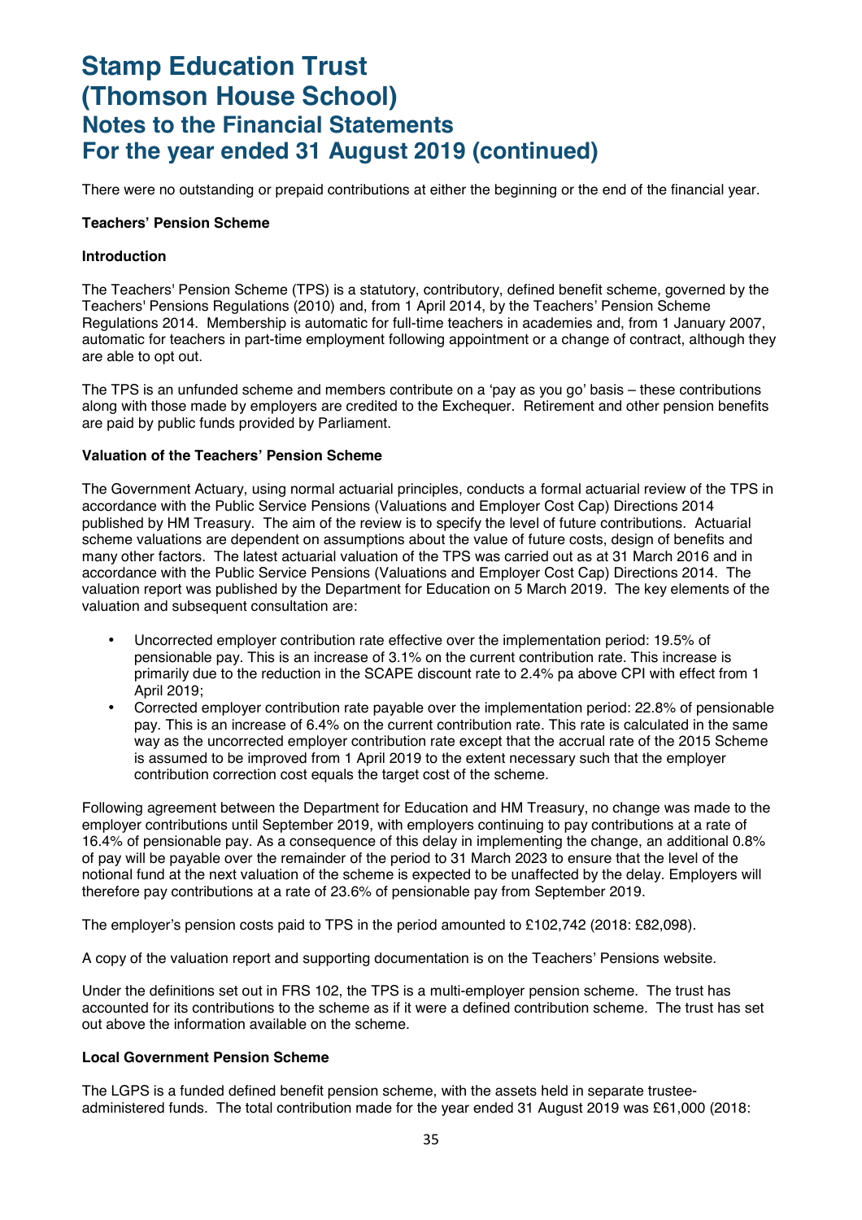There were no outstanding or prepaid contributions at either the beginning or the end of the financial year.

**Teachers' Pension Scheme**

**Introduction**

The Teachers' Pension Scheme (TPS) is a statutory, contributory, defined benefit scheme, governed by the Teachers' Pensions Regulations (2010) and, from 1 April 2014, by the Teachers' Pension Scheme Regulations 2014. Membership is automatic for full-time teachers in academies and, from 1 January 2007, automatic for teachers in part-time employment following appointment or a change of contract, although they are able to opt out.

The TPS is an unfunded scheme and members contribute on a 'pay as you go' basis – these contributions along with those made by employers are credited to the Exchequer. Retirement and other pension benefits are paid by public funds provided by Parliament.

**Valuation of the Teachers' Pension Scheme**

The Government Actuary, using normal actuarial principles, conducts a formal actuarial review of the TPS in accordance with the Public Service Pensions (Valuations and Employer Cost Cap) Directions 2014 published by HM Treasury. The aim of the review is to specify the level of future contributions. Actuarial scheme valuations are dependent on assumptions about the value of future costs, design of benefits and many other factors. The latest actuarial valuation of the TPS was carried out as at 31 March 2016 and in accordance with the Public Service Pensions (Valuations and Employer Cost Cap) Directions 2014. The valuation report was published by the Department for Education on 5 March 2019. The key elements of the valuation and subsequent consultation are:

- Uncorrected employer contribution rate effective over the implementation period: 19.5% of pensionable pay. This is an increase of 3.1% on the current contribution rate. This increase is primarily due to the reduction in the SCAPE discount rate to 2.4% pa above CPI with effect from 1 April 2019;
- Corrected employer contribution rate payable over the implementation period: 22.8% of pensionable pay. This is an increase of 6.4% on the current contribution rate. This rate is calculated in the same way as the uncorrected employer contribution rate except that the accrual rate of the 2015 Scheme is assumed to be improved from 1 April 2019 to the extent necessary such that the employer contribution correction cost equals the target cost of the scheme.

Following agreement between the Department for Education and HM Treasury, no change was made to the employer contributions until September 2019, with employers continuing to pay contributions at a rate of 16.4% of pensionable pay. As a consequence of this delay in implementing the change, an additional 0.8% of pay will be payable over the remainder of the period to 31 March 2023 to ensure that the level of the notional fund at the next valuation of the scheme is expected to be unaffected by the delay. Employers will therefore pay contributions at a rate of 23.6% of pensionable pay from September 2019.

The employer's pension costs paid to TPS in the period amounted to £102,742 (2018: £82,098).

A copy of the valuation report and supporting documentation is on the Teachers' Pensions website.

Under the definitions set out in FRS 102, the TPS is a multi-employer pension scheme. The trust has accounted for its contributions to the scheme as if it were a defined contribution scheme. The trust has set out above the information available on the scheme.

**Local Government Pension Scheme**

The LGPS is a funded defined benefit pension scheme, with the assets held in separate trustee-administered funds. The total contribution made for the year ended 31 August 2019 was £61,000 (2018: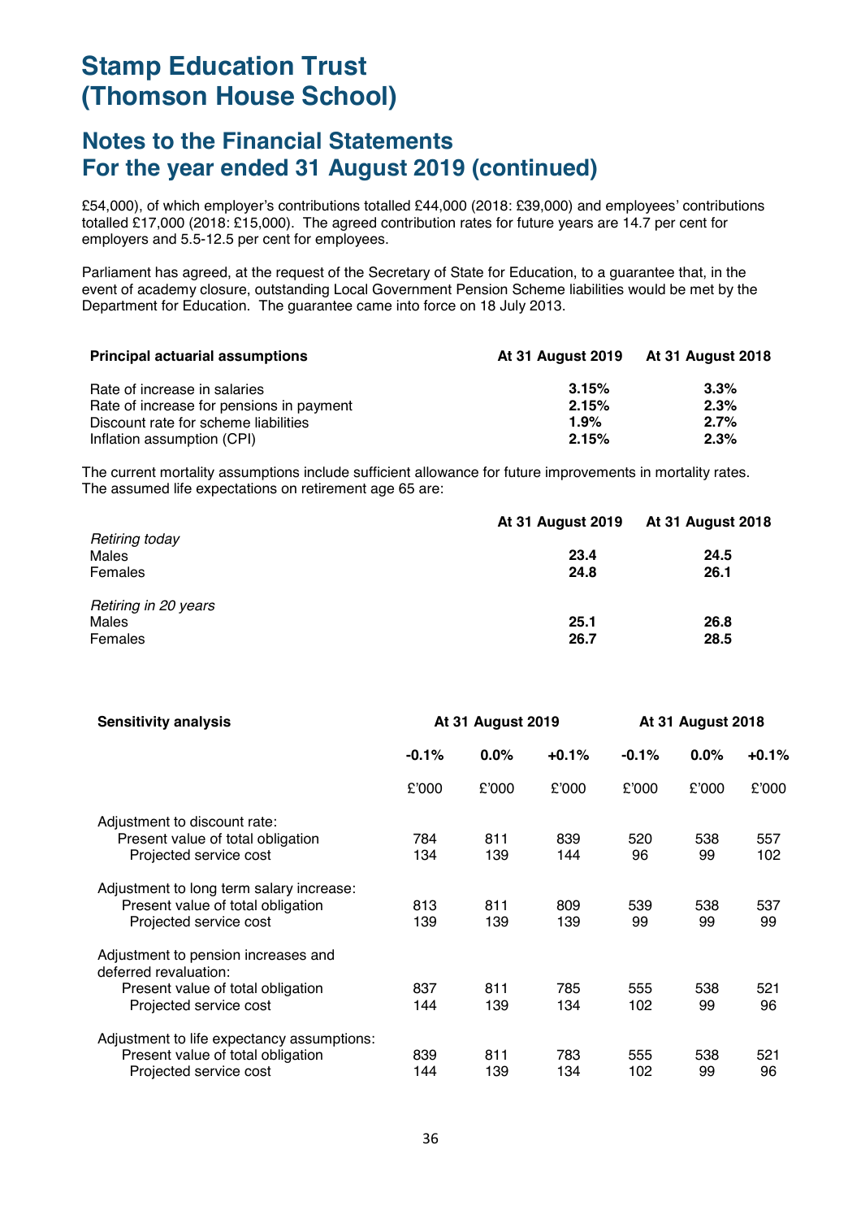# Stamp Education Trust (Thomson House School)

## Notes to the Financial Statements For the year ended 31 August 2019 (continued)

£54,000), of which employer's contributions totalled £44,000 (2018: £39,000) and employees' contributions totalled £17,000 (2018: £15,000). The agreed contribution rates for future years are 14.7 per cent for employers and 5.5-12.5 per cent for employees.

Parliament has agreed, at the request of the Secretary of State for Education, to a guarantee that, in the event of academy closure, outstanding Local Government Pension Scheme liabilities would be met by the Department for Education. The guarantee came into force on 18 July 2013.

| Principal actuarial assumptions | At 31 August 2019 | At 31 August 2018 |
|---|---|---|
| Rate of increase in salaries | **3.15%** | **3.3%** |
| Rate of increase for pensions in payment | **2.15%** | **2.3%** |
| Discount rate for scheme liabilities | **1.9%** | **2.7%** |
| Inflation assumption (CPI) | **2.15%** | **2.3%** |

The current mortality assumptions include sufficient allowance for future improvements in mortality rates. The assumed life expectations on retirement age 65 are:

| | At 31 August 2019 | At 31 August 2018 |
|---|---|---|
| *Retiring today* | | |
| Males | **23.4** | **24.5** |
| Females | **24.8** | **26.1** |
| *Retiring in 20 years* | | |
| Males | **25.1** | **26.8** |
| Females | **26.7** | **28.5** |

| Sensitivity analysis | At 31 August 2019 | | | At 31 August 2018 | | |
|---|---|---|---|---|---|---|
| | -0.1% | 0.0% | +0.1% | -0.1% | 0.0% | +0.1% |
| | £'000 | £'000 | £'000 | £'000 | £'000 | £'000 |
| Adjustment to discount rate: | | | | | | |
| Present value of total obligation | 784 | 811 | 839 | 520 | 538 | 557 |
| Projected service cost | 134 | 139 | 144 | 96 | 99 | 102 |
| Adjustment to long term salary increase: | | | | | | |
| Present value of total obligation | 813 | 811 | 809 | 539 | 538 | 537 |
| Projected service cost | 139 | 139 | 139 | 99 | 99 | 99 |
| Adjustment to pension increases and deferred revaluation: | | | | | | |
| Present value of total obligation | 837 | 811 | 785 | 555 | 538 | 521 |
| Projected service cost | 144 | 139 | 134 | 102 | 99 | 96 |
| Adjustment to life expectancy assumptions: | | | | | | |
| Present value of total obligation | 839 | 811 | 783 | 555 | 538 | 521 |
| Projected service cost | 144 | 139 | 134 | 102 | 99 | 96 |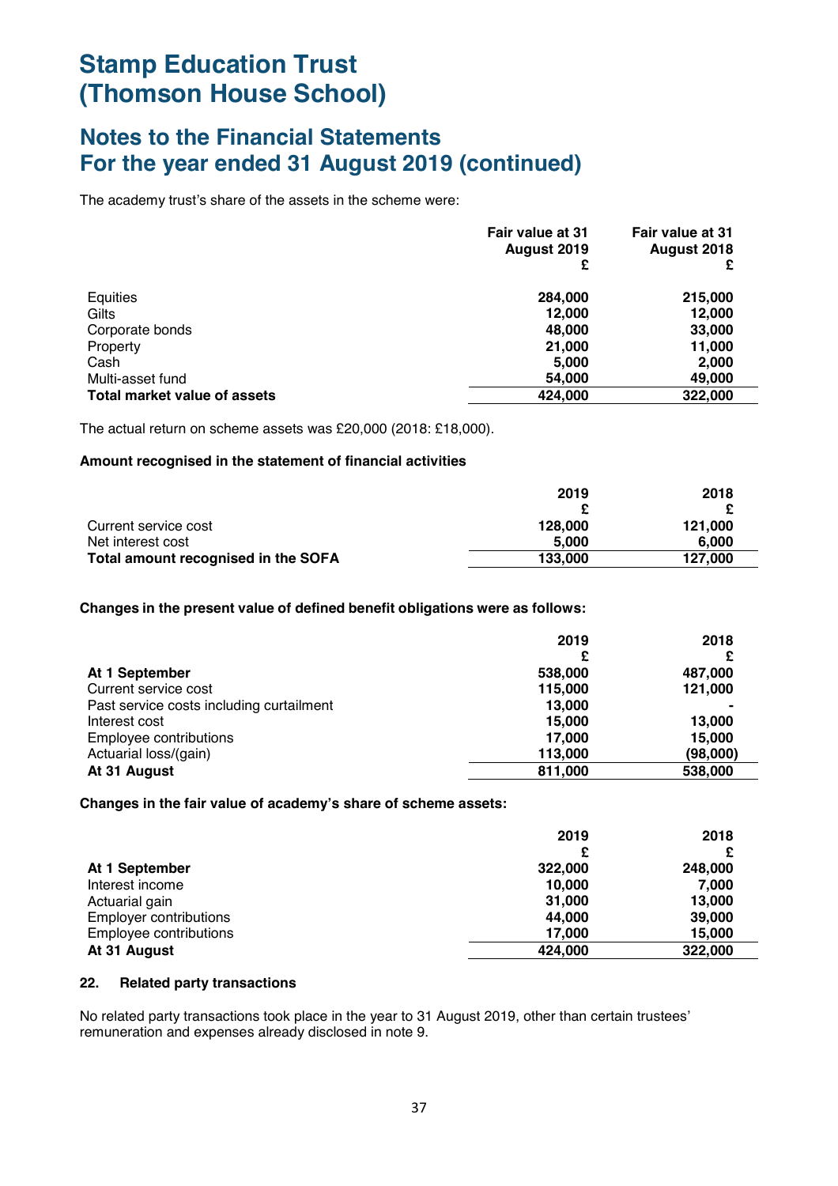# Stamp Education Trust (Thomson House School)

## Notes to the Financial Statements For the year ended 31 August 2019 (continued)

The academy trust's share of the assets in the scheme were:

| | Fair value at 31 August 2019 £ | Fair value at 31 August 2018 £ |
|---|---|---|
| Equities | 284,000 | 215,000 |
| Gilts | 12,000 | 12,000 |
| Corporate bonds | 48,000 | 33,000 |
| Property | 21,000 | 11,000 |
| Cash | 5,000 | 2,000 |
| Multi-asset fund | 54,000 | 49,000 |
| **Total market value of assets** | **424,000** | **322,000** |

The actual return on scheme assets was £20,000 (2018: £18,000).

**Amount recognised in the statement of financial activities**

| | 2019 £ | 2018 £ |
|---|---|---|
| Current service cost | 128,000 | 121,000 |
| Net interest cost | 5,000 | 6,000 |
| **Total amount recognised in the SOFA** | **133,000** | **127,000** |

**Changes in the present value of defined benefit obligations were as follows:**

| | 2019 £ | 2018 £ |
|---|---|---|
| **At 1 September** | 538,000 | 487,000 |
| Current service cost | 115,000 | 121,000 |
| Past service costs including curtailment | 13,000 | - |
| Interest cost | 15,000 | 13,000 |
| Employee contributions | 17,000 | 15,000 |
| Actuarial loss/(gain) | 113,000 | (98,000) |
| **At 31 August** | **811,000** | **538,000** |

**Changes in the fair value of academy's share of scheme assets:**

| | 2019 £ | 2018 £ |
|---|---|---|
| **At 1 September** | 322,000 | 248,000 |
| Interest income | 10,000 | 7,000 |
| Actuarial gain | 31,000 | 13,000 |
| Employer contributions | 44,000 | 39,000 |
| Employee contributions | 17,000 | 15,000 |
| **At 31 August** | **424,000** | **322,000** |

### 22. Related party transactions

No related party transactions took place in the year to 31 August 2019, other than certain trustees' remuneration and expenses already disclosed in note 9.